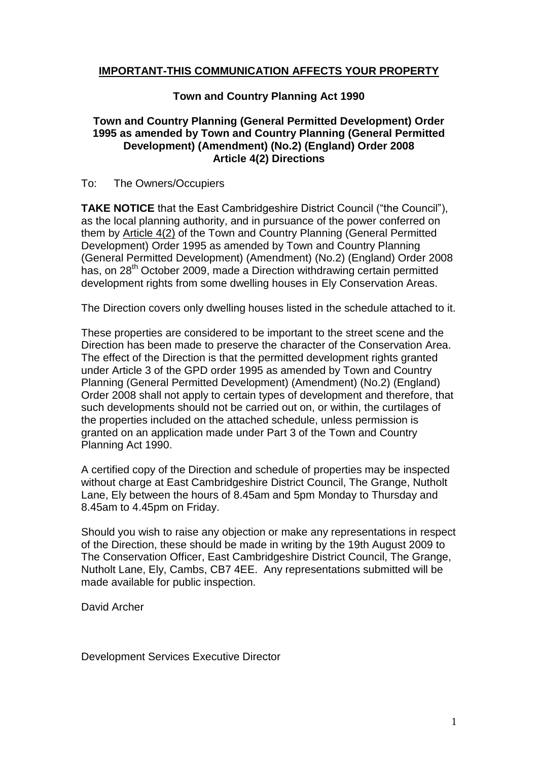**IMPORTANT-THIS COMMUNICATION AFFECTS YOUR PROPERTY**

**Town and Country Planning Act 1990**

**Town and Country Planning (General Permitted Development) Order 1995 as amended by Town and Country Planning (General Permitted Development) (Amendment) (No.2) (England) Order 2008 Article 4(2) Directions**

To: The Owners/Occupiers

**TAKE NOTICE** that the East Cambridgeshire District Council ("the Council"), as the local planning authority, and in pursuance of the power conferred on them by Article 4(2) of the Town and Country Planning (General Permitted Development) Order 1995 as amended by Town and Country Planning (General Permitted Development) (Amendment) (No.2) (England) Order 2008 has, on 28th October 2009, made a Direction withdrawing certain permitted development rights from some dwelling houses in Ely Conservation Areas.

The Direction covers only dwelling houses listed in the schedule attached to it.

These properties are considered to be important to the street scene and the Direction has been made to preserve the character of the Conservation Area. The effect of the Direction is that the permitted development rights granted under Article 3 of the GPD order 1995 as amended by Town and Country Planning (General Permitted Development) (Amendment) (No.2) (England) Order 2008 shall not apply to certain types of development and therefore, that such developments should not be carried out on, or within, the curtilages of the properties included on the attached schedule, unless permission is granted on an application made under Part 3 of the Town and Country Planning Act 1990.

A certified copy of the Direction and schedule of properties may be inspected without charge at East Cambridgeshire District Council, The Grange, Nutholt Lane, Ely between the hours of 8.45am and 5pm Monday to Thursday and 8.45am to 4.45pm on Friday.

Should you wish to raise any objection or make any representations in respect of the Direction, these should be made in writing by the 19th August 2009 to The Conservation Officer, East Cambridgeshire District Council, The Grange, Nutholt Lane, Ely, Cambs, CB7 4EE. Any representations submitted will be made available for public inspection.

David Archer

Development Services Executive Director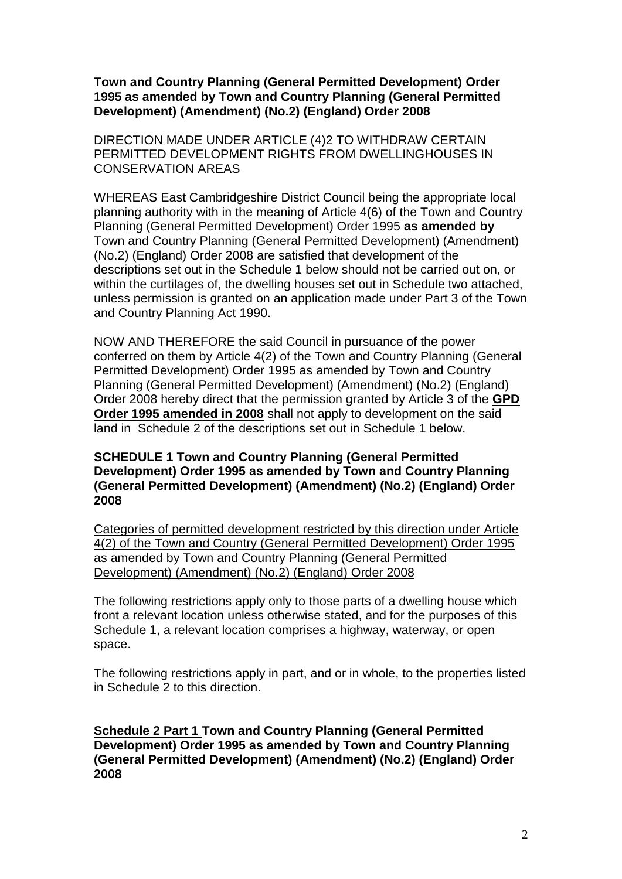**Town and Country Planning (General Permitted Development) Order 1995 as amended by Town and Country Planning (General Permitted Development) (Amendment) (No.2) (England) Order 2008**

DIRECTION MADE UNDER ARTICLE (4)2 TO WITHDRAW CERTAIN PERMITTED DEVELOPMENT RIGHTS FROM DWELLINGHOUSES IN CONSERVATION AREAS

WHEREAS East Cambridgeshire District Council being the appropriate local planning authority with in the meaning of Article 4(6) of the Town and Country Planning (General Permitted Development) Order 1995 **as amended by** Town and Country Planning (General Permitted Development) (Amendment) (No.2) (England) Order 2008 are satisfied that development of the descriptions set out in the Schedule 1 below should not be carried out on, or within the curtilages of, the dwelling houses set out in Schedule two attached, unless permission is granted on an application made under Part 3 of the Town and Country Planning Act 1990.

NOW AND THEREFORE the said Council in pursuance of the power conferred on them by Article 4(2) of the Town and Country Planning (General Permitted Development) Order 1995 as amended by Town and Country Planning (General Permitted Development) (Amendment) (No.2) (England) Order 2008 hereby direct that the permission granted by Article 3 of the **GPD Order 1995 amended in 2008** shall not apply to development on the said land in Schedule 2 of the descriptions set out in Schedule 1 below.

**SCHEDULE 1 Town and Country Planning (General Permitted Development) Order 1995 as amended by Town and Country Planning (General Permitted Development) (Amendment) (No.2) (England) Order 2008**

Categories of permitted development restricted by this direction under Article 4(2) of the Town and Country (General Permitted Development) Order 1995 as amended by Town and Country Planning (General Permitted Development) (Amendment) (No.2) (England) Order 2008

The following restrictions apply only to those parts of a dwelling house which front a relevant location unless otherwise stated, and for the purposes of this Schedule 1, a relevant location comprises a highway, waterway, or open space.

The following restrictions apply in part, and or in whole, to the properties listed in Schedule 2 to this direction.

**Schedule 2 Part 1 Town and Country Planning (General Permitted Development) Order 1995 as amended by Town and Country Planning (General Permitted Development) (Amendment) (No.2) (England) Order 2008**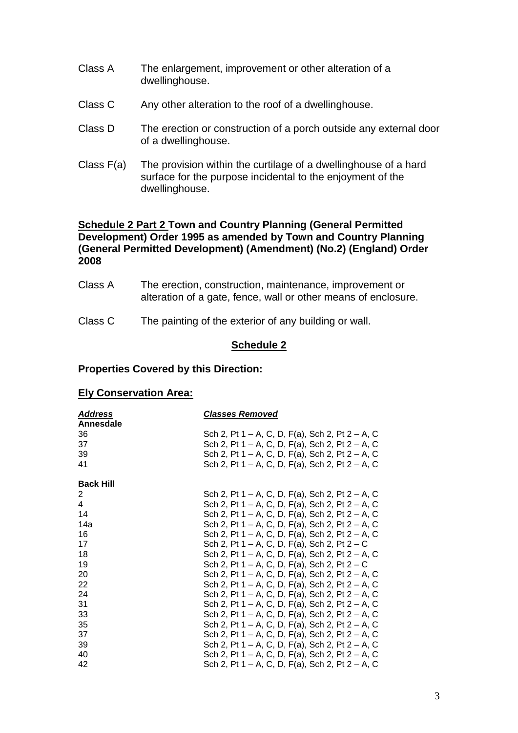Class A The enlargement, improvement or other alteration of a dwellinghouse.

Class C Any other alteration to the roof of a dwellinghouse.

Class D The erection or construction of a porch outside any external door of a dwellinghouse.

Class F(a) The provision within the curtilage of a dwellinghouse of a hard surface for the purpose incidental to the enjoyment of the dwellinghouse.

**<u>Schedule 2 Part 2</u> Town and Country Planning (General Permitted Development) Order 1995 as amended by Town and Country Planning (General Permitted Development) (Amendment) (No.2) (England) Order 2008**

Class A The erection, construction, maintenance, improvement or alteration of a gate, fence, wall or other means of enclosure.

Class C The painting of the exterior of any building or wall.

## <u>Schedule 2</u>

**Properties Covered by this Direction:**

**<u>Ely Conservation Area:</u>**

| ***Address*** | ***Classes Removed*** |
|---|---|
| **Annesdale** | |
| 36 | Sch 2, Pt 1 – A, C, D, F(a), Sch 2, Pt 2 – A, C |
| 37 | Sch 2, Pt 1 – A, C, D, F(a), Sch 2, Pt 2 – A, C |
| 39 | Sch 2, Pt 1 – A, C, D, F(a), Sch 2, Pt 2 – A, C |
| 41 | Sch 2, Pt 1 – A, C, D, F(a), Sch 2, Pt 2 – A, C |
| **Back Hill** | |
| 2 | Sch 2, Pt 1 – A, C, D, F(a), Sch 2, Pt 2 – A, C |
| 4 | Sch 2, Pt 1 – A, C, D, F(a), Sch 2, Pt 2 – A, C |
| 14 | Sch 2, Pt 1 – A, C, D, F(a), Sch 2, Pt 2 – A, C |
| 14a | Sch 2, Pt 1 – A, C, D, F(a), Sch 2, Pt 2 – A, C |
| 16 | Sch 2, Pt 1 – A, C, D, F(a), Sch 2, Pt 2 – A, C |
| 17 | Sch 2, Pt 1 – A, C, D, F(a), Sch 2, Pt 2 – C |
| 18 | Sch 2, Pt 1 – A, C, D, F(a), Sch 2, Pt 2 – A, C |
| 19 | Sch 2, Pt 1 – A, C, D, F(a), Sch 2, Pt 2 – C |
| 20 | Sch 2, Pt 1 – A, C, D, F(a), Sch 2, Pt 2 – A, C |
| 22 | Sch 2, Pt 1 – A, C, D, F(a), Sch 2, Pt 2 – A, C |
| 24 | Sch 2, Pt 1 – A, C, D, F(a), Sch 2, Pt 2 – A, C |
| 31 | Sch 2, Pt 1 – A, C, D, F(a), Sch 2, Pt 2 – A, C |
| 33 | Sch 2, Pt 1 – A, C, D, F(a), Sch 2, Pt 2 – A, C |
| 35 | Sch 2, Pt 1 – A, C, D, F(a), Sch 2, Pt 2 – A, C |
| 37 | Sch 2, Pt 1 – A, C, D, F(a), Sch 2, Pt 2 – A, C |
| 39 | Sch 2, Pt 1 – A, C, D, F(a), Sch 2, Pt 2 – A, C |
| 40 | Sch 2, Pt 1 – A, C, D, F(a), Sch 2, Pt 2 – A, C |
| 42 | Sch 2, Pt 1 – A, C, D, F(a), Sch 2, Pt 2 – A, C |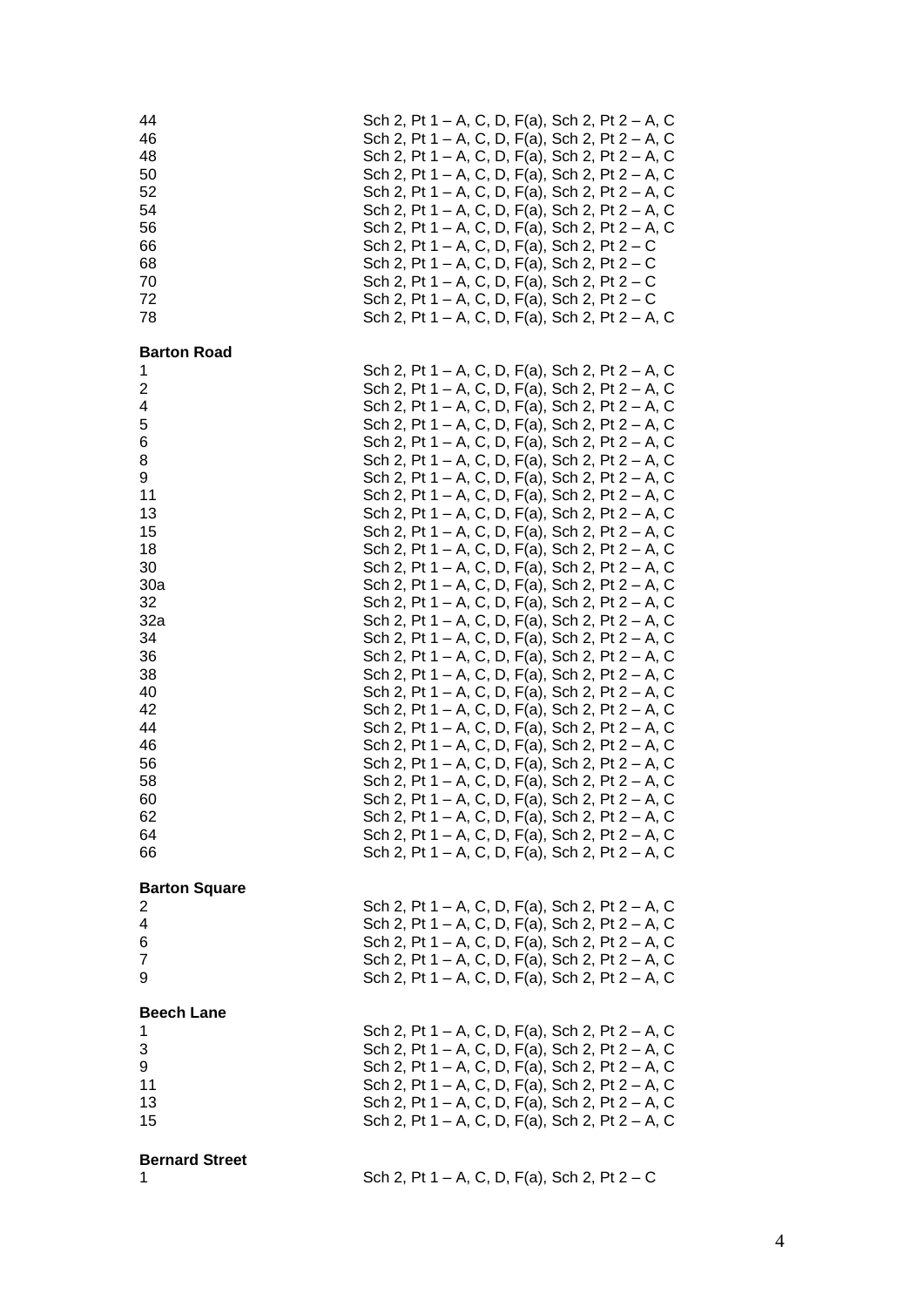| | |
|---|---|
| 44 | Sch 2, Pt 1 – A, C, D, F(a), Sch 2, Pt 2 – A, C |
| 46 | Sch 2, Pt 1 – A, C, D, F(a), Sch 2, Pt 2 – A, C |
| 48 | Sch 2, Pt 1 – A, C, D, F(a), Sch 2, Pt 2 – A, C |
| 50 | Sch 2, Pt 1 – A, C, D, F(a), Sch 2, Pt 2 – A, C |
| 52 | Sch 2, Pt 1 – A, C, D, F(a), Sch 2, Pt 2 – A, C |
| 54 | Sch 2, Pt 1 – A, C, D, F(a), Sch 2, Pt 2 – A, C |
| 56 | Sch 2, Pt 1 – A, C, D, F(a), Sch 2, Pt 2 – A, C |
| 66 | Sch 2, Pt 1 – A, C, D, F(a), Sch 2, Pt 2 – C |
| 68 | Sch 2, Pt 1 – A, C, D, F(a), Sch 2, Pt 2 – C |
| 70 | Sch 2, Pt 1 – A, C, D, F(a), Sch 2, Pt 2 – C |
| 72 | Sch 2, Pt 1 – A, C, D, F(a), Sch 2, Pt 2 – C |
| 78 | Sch 2, Pt 1 – A, C, D, F(a), Sch 2, Pt 2 – A, C |

**Barton Road**

| | |
|---|---|
| 1 | Sch 2, Pt 1 – A, C, D, F(a), Sch 2, Pt 2 – A, C |
| 2 | Sch 2, Pt 1 – A, C, D, F(a), Sch 2, Pt 2 – A, C |
| 4 | Sch 2, Pt 1 – A, C, D, F(a), Sch 2, Pt 2 – A, C |
| 5 | Sch 2, Pt 1 – A, C, D, F(a), Sch 2, Pt 2 – A, C |
| 6 | Sch 2, Pt 1 – A, C, D, F(a), Sch 2, Pt 2 – A, C |
| 8 | Sch 2, Pt 1 – A, C, D, F(a), Sch 2, Pt 2 – A, C |
| 9 | Sch 2, Pt 1 – A, C, D, F(a), Sch 2, Pt 2 – A, C |
| 11 | Sch 2, Pt 1 – A, C, D, F(a), Sch 2, Pt 2 – A, C |
| 13 | Sch 2, Pt 1 – A, C, D, F(a), Sch 2, Pt 2 – A, C |
| 15 | Sch 2, Pt 1 – A, C, D, F(a), Sch 2, Pt 2 – A, C |
| 18 | Sch 2, Pt 1 – A, C, D, F(a), Sch 2, Pt 2 – A, C |
| 30 | Sch 2, Pt 1 – A, C, D, F(a), Sch 2, Pt 2 – A, C |
| 30a | Sch 2, Pt 1 – A, C, D, F(a), Sch 2, Pt 2 – A, C |
| 32 | Sch 2, Pt 1 – A, C, D, F(a), Sch 2, Pt 2 – A, C |
| 32a | Sch 2, Pt 1 – A, C, D, F(a), Sch 2, Pt 2 – A, C |
| 34 | Sch 2, Pt 1 – A, C, D, F(a), Sch 2, Pt 2 – A, C |
| 36 | Sch 2, Pt 1 – A, C, D, F(a), Sch 2, Pt 2 – A, C |
| 38 | Sch 2, Pt 1 – A, C, D, F(a), Sch 2, Pt 2 – A, C |
| 40 | Sch 2, Pt 1 – A, C, D, F(a), Sch 2, Pt 2 – A, C |
| 42 | Sch 2, Pt 1 – A, C, D, F(a), Sch 2, Pt 2 – A, C |
| 44 | Sch 2, Pt 1 – A, C, D, F(a), Sch 2, Pt 2 – A, C |
| 46 | Sch 2, Pt 1 – A, C, D, F(a), Sch 2, Pt 2 – A, C |
| 56 | Sch 2, Pt 1 – A, C, D, F(a), Sch 2, Pt 2 – A, C |
| 58 | Sch 2, Pt 1 – A, C, D, F(a), Sch 2, Pt 2 – A, C |
| 60 | Sch 2, Pt 1 – A, C, D, F(a), Sch 2, Pt 2 – A, C |
| 62 | Sch 2, Pt 1 – A, C, D, F(a), Sch 2, Pt 2 – A, C |
| 64 | Sch 2, Pt 1 – A, C, D, F(a), Sch 2, Pt 2 – A, C |
| 66 | Sch 2, Pt 1 – A, C, D, F(a), Sch 2, Pt 2 – A, C |

**Barton Square**

| | |
|---|---|
| 2 | Sch 2, Pt 1 – A, C, D, F(a), Sch 2, Pt 2 – A, C |
| 4 | Sch 2, Pt 1 – A, C, D, F(a), Sch 2, Pt 2 – A, C |
| 6 | Sch 2, Pt 1 – A, C, D, F(a), Sch 2, Pt 2 – A, C |
| 7 | Sch 2, Pt 1 – A, C, D, F(a), Sch 2, Pt 2 – A, C |
| 9 | Sch 2, Pt 1 – A, C, D, F(a), Sch 2, Pt 2 – A, C |

**Beech Lane**

| | |
|---|---|
| 1 | Sch 2, Pt 1 – A, C, D, F(a), Sch 2, Pt 2 – A, C |
| 3 | Sch 2, Pt 1 – A, C, D, F(a), Sch 2, Pt 2 – A, C |
| 9 | Sch 2, Pt 1 – A, C, D, F(a), Sch 2, Pt 2 – A, C |
| 11 | Sch 2, Pt 1 – A, C, D, F(a), Sch 2, Pt 2 – A, C |
| 13 | Sch 2, Pt 1 – A, C, D, F(a), Sch 2, Pt 2 – A, C |
| 15 | Sch 2, Pt 1 – A, C, D, F(a), Sch 2, Pt 2 – A, C |

**Bernard Street**

| | |
|---|---|
| 1 | Sch 2, Pt 1 – A, C, D, F(a), Sch 2, Pt 2 – C |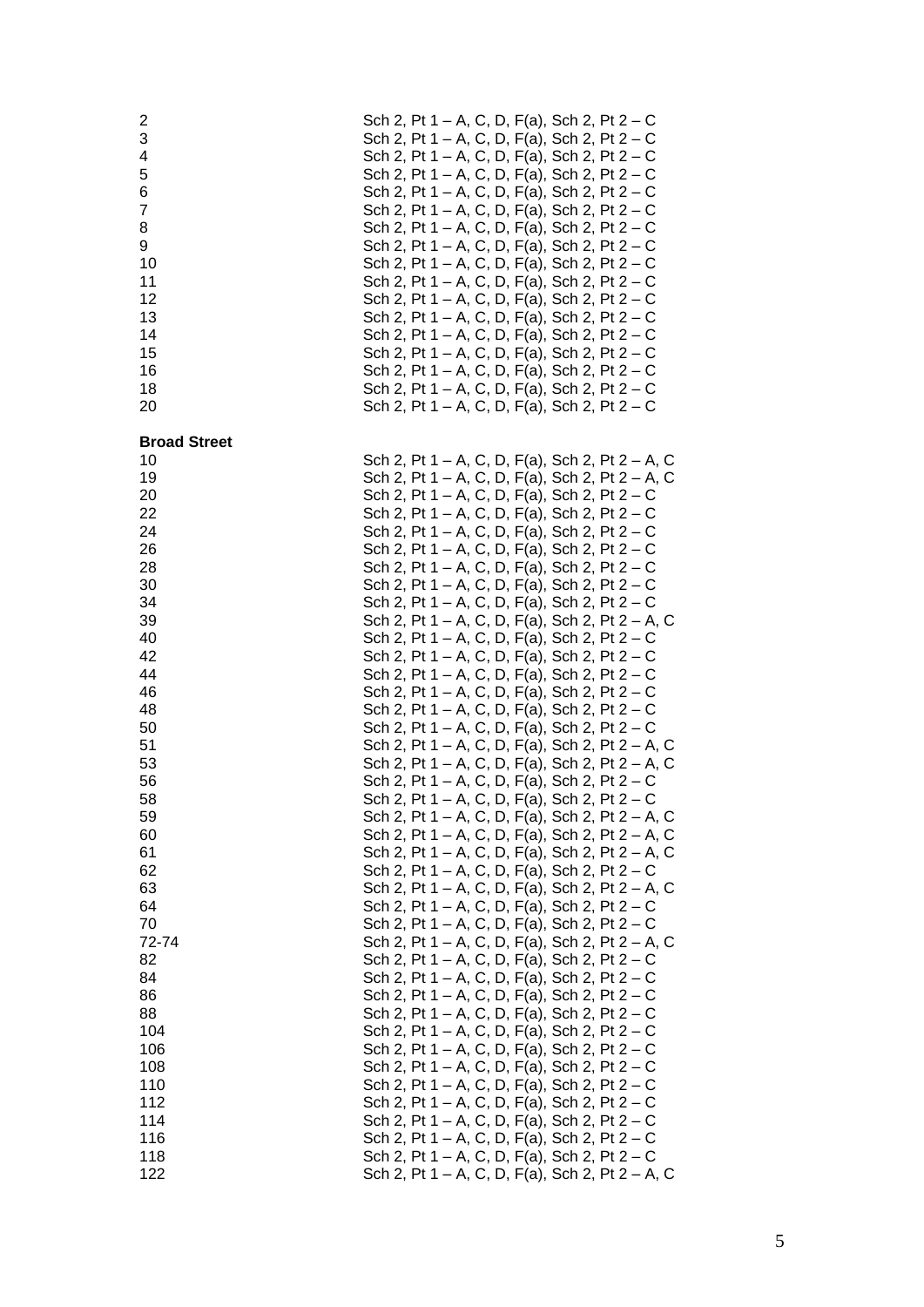| | |
|---|---|
| 2 | Sch 2, Pt 1 – A, C, D, F(a), Sch 2, Pt 2 – C |
| 3 | Sch 2, Pt 1 – A, C, D, F(a), Sch 2, Pt 2 – C |
| 4 | Sch 2, Pt 1 – A, C, D, F(a), Sch 2, Pt 2 – C |
| 5 | Sch 2, Pt 1 – A, C, D, F(a), Sch 2, Pt 2 – C |
| 6 | Sch 2, Pt 1 – A, C, D, F(a), Sch 2, Pt 2 – C |
| 7 | Sch 2, Pt 1 – A, C, D, F(a), Sch 2, Pt 2 – C |
| 8 | Sch 2, Pt 1 – A, C, D, F(a), Sch 2, Pt 2 – C |
| 9 | Sch 2, Pt 1 – A, C, D, F(a), Sch 2, Pt 2 – C |
| 10 | Sch 2, Pt 1 – A, C, D, F(a), Sch 2, Pt 2 – C |
| 11 | Sch 2, Pt 1 – A, C, D, F(a), Sch 2, Pt 2 – C |
| 12 | Sch 2, Pt 1 – A, C, D, F(a), Sch 2, Pt 2 – C |
| 13 | Sch 2, Pt 1 – A, C, D, F(a), Sch 2, Pt 2 – C |
| 14 | Sch 2, Pt 1 – A, C, D, F(a), Sch 2, Pt 2 – C |
| 15 | Sch 2, Pt 1 – A, C, D, F(a), Sch 2, Pt 2 – C |
| 16 | Sch 2, Pt 1 – A, C, D, F(a), Sch 2, Pt 2 – C |
| 18 | Sch 2, Pt 1 – A, C, D, F(a), Sch 2, Pt 2 – C |
| 20 | Sch 2, Pt 1 – A, C, D, F(a), Sch 2, Pt 2 – C |

**Broad Street**

| | |
|---|---|
| 10 | Sch 2, Pt 1 – A, C, D, F(a), Sch 2, Pt 2 – A, C |
| 19 | Sch 2, Pt 1 – A, C, D, F(a), Sch 2, Pt 2 – A, C |
| 20 | Sch 2, Pt 1 – A, C, D, F(a), Sch 2, Pt 2 – C |
| 22 | Sch 2, Pt 1 – A, C, D, F(a), Sch 2, Pt 2 – C |
| 24 | Sch 2, Pt 1 – A, C, D, F(a), Sch 2, Pt 2 – C |
| 26 | Sch 2, Pt 1 – A, C, D, F(a), Sch 2, Pt 2 – C |
| 28 | Sch 2, Pt 1 – A, C, D, F(a), Sch 2, Pt 2 – C |
| 30 | Sch 2, Pt 1 – A, C, D, F(a), Sch 2, Pt 2 – C |
| 34 | Sch 2, Pt 1 – A, C, D, F(a), Sch 2, Pt 2 – C |
| 39 | Sch 2, Pt 1 – A, C, D, F(a), Sch 2, Pt 2 – A, C |
| 40 | Sch 2, Pt 1 – A, C, D, F(a), Sch 2, Pt 2 – C |
| 42 | Sch 2, Pt 1 – A, C, D, F(a), Sch 2, Pt 2 – C |
| 44 | Sch 2, Pt 1 – A, C, D, F(a), Sch 2, Pt 2 – C |
| 46 | Sch 2, Pt 1 – A, C, D, F(a), Sch 2, Pt 2 – C |
| 48 | Sch 2, Pt 1 – A, C, D, F(a), Sch 2, Pt 2 – C |
| 50 | Sch 2, Pt 1 – A, C, D, F(a), Sch 2, Pt 2 – C |
| 51 | Sch 2, Pt 1 – A, C, D, F(a), Sch 2, Pt 2 – A, C |
| 53 | Sch 2, Pt 1 – A, C, D, F(a), Sch 2, Pt 2 – A, C |
| 56 | Sch 2, Pt 1 – A, C, D, F(a), Sch 2, Pt 2 – C |
| 58 | Sch 2, Pt 1 – A, C, D, F(a), Sch 2, Pt 2 – C |
| 59 | Sch 2, Pt 1 – A, C, D, F(a), Sch 2, Pt 2 – A, C |
| 60 | Sch 2, Pt 1 – A, C, D, F(a), Sch 2, Pt 2 – A, C |
| 61 | Sch 2, Pt 1 – A, C, D, F(a), Sch 2, Pt 2 – A, C |
| 62 | Sch 2, Pt 1 – A, C, D, F(a), Sch 2, Pt 2 – C |
| 63 | Sch 2, Pt 1 – A, C, D, F(a), Sch 2, Pt 2 – A, C |
| 64 | Sch 2, Pt 1 – A, C, D, F(a), Sch 2, Pt 2 – C |
| 70 | Sch 2, Pt 1 – A, C, D, F(a), Sch 2, Pt 2 – C |
| 72-74 | Sch 2, Pt 1 – A, C, D, F(a), Sch 2, Pt 2 – A, C |
| 82 | Sch 2, Pt 1 – A, C, D, F(a), Sch 2, Pt 2 – C |
| 84 | Sch 2, Pt 1 – A, C, D, F(a), Sch 2, Pt 2 – C |
| 86 | Sch 2, Pt 1 – A, C, D, F(a), Sch 2, Pt 2 – C |
| 88 | Sch 2, Pt 1 – A, C, D, F(a), Sch 2, Pt 2 – C |
| 104 | Sch 2, Pt 1 – A, C, D, F(a), Sch 2, Pt 2 – C |
| 106 | Sch 2, Pt 1 – A, C, D, F(a), Sch 2, Pt 2 – C |
| 108 | Sch 2, Pt 1 – A, C, D, F(a), Sch 2, Pt 2 – C |
| 110 | Sch 2, Pt 1 – A, C, D, F(a), Sch 2, Pt 2 – C |
| 112 | Sch 2, Pt 1 – A, C, D, F(a), Sch 2, Pt 2 – C |
| 114 | Sch 2, Pt 1 – A, C, D, F(a), Sch 2, Pt 2 – C |
| 116 | Sch 2, Pt 1 – A, C, D, F(a), Sch 2, Pt 2 – C |
| 118 | Sch 2, Pt 1 – A, C, D, F(a), Sch 2, Pt 2 – C |
| 122 | Sch 2, Pt 1 – A, C, D, F(a), Sch 2, Pt 2 – A, C |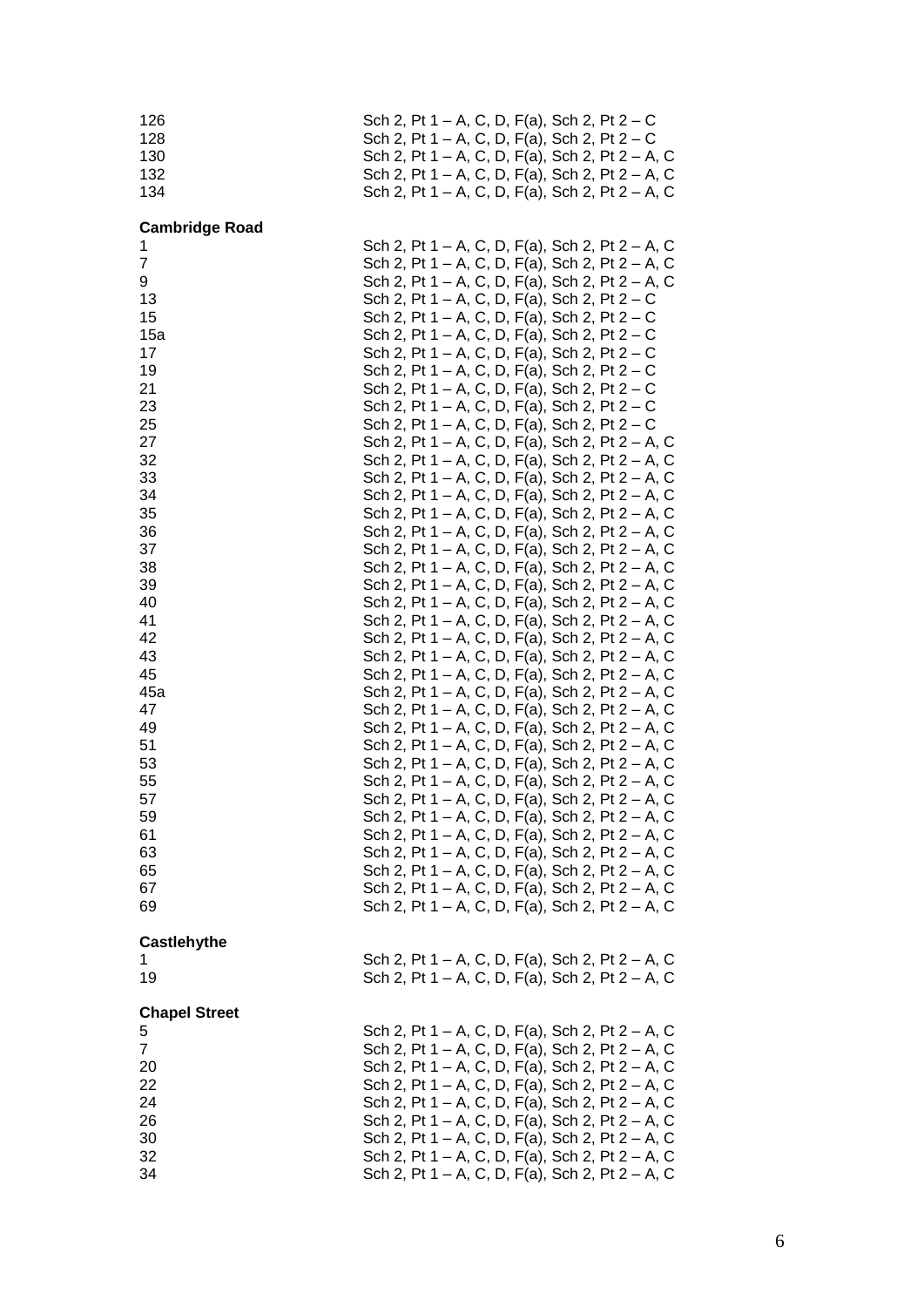| | |
|---|---|
| 126 | Sch 2, Pt 1 – A, C, D, F(a), Sch 2, Pt 2 – C |
| 128 | Sch 2, Pt 1 – A, C, D, F(a), Sch 2, Pt 2 – C |
| 130 | Sch 2, Pt 1 – A, C, D, F(a), Sch 2, Pt 2 – A, C |
| 132 | Sch 2, Pt 1 – A, C, D, F(a), Sch 2, Pt 2 – A, C |
| 134 | Sch 2, Pt 1 – A, C, D, F(a), Sch 2, Pt 2 – A, C |

**Cambridge Road**

| | |
|---|---|
| 1 | Sch 2, Pt 1 – A, C, D, F(a), Sch 2, Pt 2 – A, C |
| 7 | Sch 2, Pt 1 – A, C, D, F(a), Sch 2, Pt 2 – A, C |
| 9 | Sch 2, Pt 1 – A, C, D, F(a), Sch 2, Pt 2 – A, C |
| 13 | Sch 2, Pt 1 – A, C, D, F(a), Sch 2, Pt 2 – C |
| 15 | Sch 2, Pt 1 – A, C, D, F(a), Sch 2, Pt 2 – C |
| 15a | Sch 2, Pt 1 – A, C, D, F(a), Sch 2, Pt 2 – C |
| 17 | Sch 2, Pt 1 – A, C, D, F(a), Sch 2, Pt 2 – C |
| 19 | Sch 2, Pt 1 – A, C, D, F(a), Sch 2, Pt 2 – C |
| 21 | Sch 2, Pt 1 – A, C, D, F(a), Sch 2, Pt 2 – C |
| 23 | Sch 2, Pt 1 – A, C, D, F(a), Sch 2, Pt 2 – C |
| 25 | Sch 2, Pt 1 – A, C, D, F(a), Sch 2, Pt 2 – C |
| 27 | Sch 2, Pt 1 – A, C, D, F(a), Sch 2, Pt 2 – A, C |
| 32 | Sch 2, Pt 1 – A, C, D, F(a), Sch 2, Pt 2 – A, C |
| 33 | Sch 2, Pt 1 – A, C, D, F(a), Sch 2, Pt 2 – A, C |
| 34 | Sch 2, Pt 1 – A, C, D, F(a), Sch 2, Pt 2 – A, C |
| 35 | Sch 2, Pt 1 – A, C, D, F(a), Sch 2, Pt 2 – A, C |
| 36 | Sch 2, Pt 1 – A, C, D, F(a), Sch 2, Pt 2 – A, C |
| 37 | Sch 2, Pt 1 – A, C, D, F(a), Sch 2, Pt 2 – A, C |
| 38 | Sch 2, Pt 1 – A, C, D, F(a), Sch 2, Pt 2 – A, C |
| 39 | Sch 2, Pt 1 – A, C, D, F(a), Sch 2, Pt 2 – A, C |
| 40 | Sch 2, Pt 1 – A, C, D, F(a), Sch 2, Pt 2 – A, C |
| 41 | Sch 2, Pt 1 – A, C, D, F(a), Sch 2, Pt 2 – A, C |
| 42 | Sch 2, Pt 1 – A, C, D, F(a), Sch 2, Pt 2 – A, C |
| 43 | Sch 2, Pt 1 – A, C, D, F(a), Sch 2, Pt 2 – A, C |
| 45 | Sch 2, Pt 1 – A, C, D, F(a), Sch 2, Pt 2 – A, C |
| 45a | Sch 2, Pt 1 – A, C, D, F(a), Sch 2, Pt 2 – A, C |
| 47 | Sch 2, Pt 1 – A, C, D, F(a), Sch 2, Pt 2 – A, C |
| 49 | Sch 2, Pt 1 – A, C, D, F(a), Sch 2, Pt 2 – A, C |
| 51 | Sch 2, Pt 1 – A, C, D, F(a), Sch 2, Pt 2 – A, C |
| 53 | Sch 2, Pt 1 – A, C, D, F(a), Sch 2, Pt 2 – A, C |
| 55 | Sch 2, Pt 1 – A, C, D, F(a), Sch 2, Pt 2 – A, C |
| 57 | Sch 2, Pt 1 – A, C, D, F(a), Sch 2, Pt 2 – A, C |
| 59 | Sch 2, Pt 1 – A, C, D, F(a), Sch 2, Pt 2 – A, C |
| 61 | Sch 2, Pt 1 – A, C, D, F(a), Sch 2, Pt 2 – A, C |
| 63 | Sch 2, Pt 1 – A, C, D, F(a), Sch 2, Pt 2 – A, C |
| 65 | Sch 2, Pt 1 – A, C, D, F(a), Sch 2, Pt 2 – A, C |
| 67 | Sch 2, Pt 1 – A, C, D, F(a), Sch 2, Pt 2 – A, C |
| 69 | Sch 2, Pt 1 – A, C, D, F(a), Sch 2, Pt 2 – A, C |

**Castlehythe**

| | |
|---|---|
| 1 | Sch 2, Pt 1 – A, C, D, F(a), Sch 2, Pt 2 – A, C |
| 19 | Sch 2, Pt 1 – A, C, D, F(a), Sch 2, Pt 2 – A, C |

**Chapel Street**

| | |
|---|---|
| 5 | Sch 2, Pt 1 – A, C, D, F(a), Sch 2, Pt 2 – A, C |
| 7 | Sch 2, Pt 1 – A, C, D, F(a), Sch 2, Pt 2 – A, C |
| 20 | Sch 2, Pt 1 – A, C, D, F(a), Sch 2, Pt 2 – A, C |
| 22 | Sch 2, Pt 1 – A, C, D, F(a), Sch 2, Pt 2 – A, C |
| 24 | Sch 2, Pt 1 – A, C, D, F(a), Sch 2, Pt 2 – A, C |
| 26 | Sch 2, Pt 1 – A, C, D, F(a), Sch 2, Pt 2 – A, C |
| 30 | Sch 2, Pt 1 – A, C, D, F(a), Sch 2, Pt 2 – A, C |
| 32 | Sch 2, Pt 1 – A, C, D, F(a), Sch 2, Pt 2 – A, C |
| 34 | Sch 2, Pt 1 – A, C, D, F(a), Sch 2, Pt 2 – A, C |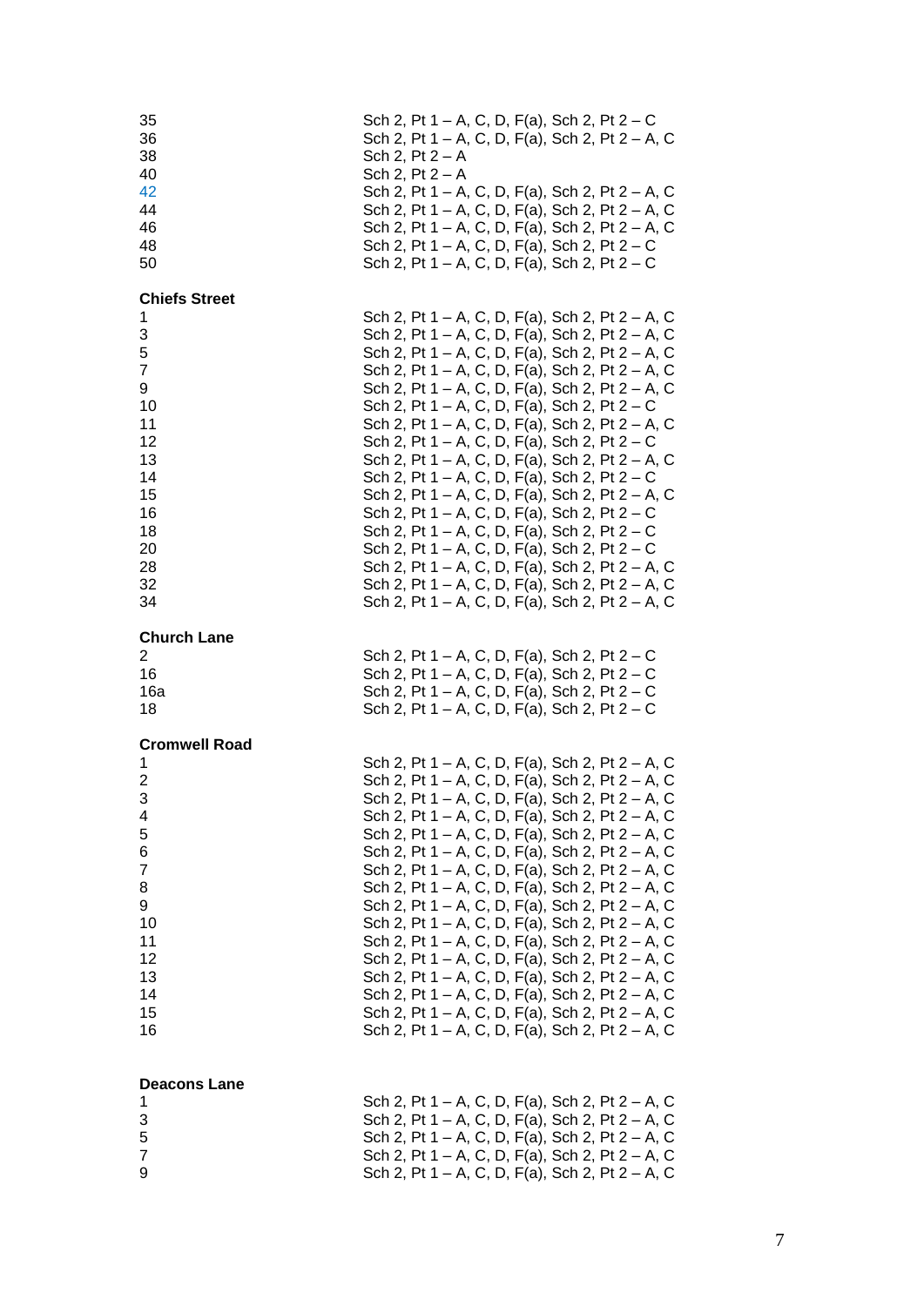| | |
|---|---|
| 35 | Sch 2, Pt 1 – A, C, D, F(a), Sch 2, Pt 2 – C |
| 36 | Sch 2, Pt 1 – A, C, D, F(a), Sch 2, Pt 2 – A, C |
| 38 | Sch 2, Pt 2 – A |
| 40 | Sch 2, Pt 2 – A |
| 42 | Sch 2, Pt 1 – A, C, D, F(a), Sch 2, Pt 2 – A, C |
| 44 | Sch 2, Pt 1 – A, C, D, F(a), Sch 2, Pt 2 – A, C |
| 46 | Sch 2, Pt 1 – A, C, D, F(a), Sch 2, Pt 2 – A, C |
| 48 | Sch 2, Pt 1 – A, C, D, F(a), Sch 2, Pt 2 – C |
| 50 | Sch 2, Pt 1 – A, C, D, F(a), Sch 2, Pt 2 – C |

**Chiefs Street**

| | |
|---|---|
| 1 | Sch 2, Pt 1 – A, C, D, F(a), Sch 2, Pt 2 – A, C |
| 3 | Sch 2, Pt 1 – A, C, D, F(a), Sch 2, Pt 2 – A, C |
| 5 | Sch 2, Pt 1 – A, C, D, F(a), Sch 2, Pt 2 – A, C |
| 7 | Sch 2, Pt 1 – A, C, D, F(a), Sch 2, Pt 2 – A, C |
| 9 | Sch 2, Pt 1 – A, C, D, F(a), Sch 2, Pt 2 – A, C |
| 10 | Sch 2, Pt 1 – A, C, D, F(a), Sch 2, Pt 2 – C |
| 11 | Sch 2, Pt 1 – A, C, D, F(a), Sch 2, Pt 2 – A, C |
| 12 | Sch 2, Pt 1 – A, C, D, F(a), Sch 2, Pt 2 – C |
| 13 | Sch 2, Pt 1 – A, C, D, F(a), Sch 2, Pt 2 – A, C |
| 14 | Sch 2, Pt 1 – A, C, D, F(a), Sch 2, Pt 2 – C |
| 15 | Sch 2, Pt 1 – A, C, D, F(a), Sch 2, Pt 2 – A, C |
| 16 | Sch 2, Pt 1 – A, C, D, F(a), Sch 2, Pt 2 – C |
| 18 | Sch 2, Pt 1 – A, C, D, F(a), Sch 2, Pt 2 – C |
| 20 | Sch 2, Pt 1 – A, C, D, F(a), Sch 2, Pt 2 – C |
| 28 | Sch 2, Pt 1 – A, C, D, F(a), Sch 2, Pt 2 – A, C |
| 32 | Sch 2, Pt 1 – A, C, D, F(a), Sch 2, Pt 2 – A, C |
| 34 | Sch 2, Pt 1 – A, C, D, F(a), Sch 2, Pt 2 – A, C |

**Church Lane**

| | |
|---|---|
| 2 | Sch 2, Pt 1 – A, C, D, F(a), Sch 2, Pt 2 – C |
| 16 | Sch 2, Pt 1 – A, C, D, F(a), Sch 2, Pt 2 – C |
| 16a | Sch 2, Pt 1 – A, C, D, F(a), Sch 2, Pt 2 – C |
| 18 | Sch 2, Pt 1 – A, C, D, F(a), Sch 2, Pt 2 – C |

**Cromwell Road**

| | |
|---|---|
| 1 | Sch 2, Pt 1 – A, C, D, F(a), Sch 2, Pt 2 – A, C |
| 2 | Sch 2, Pt 1 – A, C, D, F(a), Sch 2, Pt 2 – A, C |
| 3 | Sch 2, Pt 1 – A, C, D, F(a), Sch 2, Pt 2 – A, C |
| 4 | Sch 2, Pt 1 – A, C, D, F(a), Sch 2, Pt 2 – A, C |
| 5 | Sch 2, Pt 1 – A, C, D, F(a), Sch 2, Pt 2 – A, C |
| 6 | Sch 2, Pt 1 – A, C, D, F(a), Sch 2, Pt 2 – A, C |
| 7 | Sch 2, Pt 1 – A, C, D, F(a), Sch 2, Pt 2 – A, C |
| 8 | Sch 2, Pt 1 – A, C, D, F(a), Sch 2, Pt 2 – A, C |
| 9 | Sch 2, Pt 1 – A, C, D, F(a), Sch 2, Pt 2 – A, C |
| 10 | Sch 2, Pt 1 – A, C, D, F(a), Sch 2, Pt 2 – A, C |
| 11 | Sch 2, Pt 1 – A, C, D, F(a), Sch 2, Pt 2 – A, C |
| 12 | Sch 2, Pt 1 – A, C, D, F(a), Sch 2, Pt 2 – A, C |
| 13 | Sch 2, Pt 1 – A, C, D, F(a), Sch 2, Pt 2 – A, C |
| 14 | Sch 2, Pt 1 – A, C, D, F(a), Sch 2, Pt 2 – A, C |
| 15 | Sch 2, Pt 1 – A, C, D, F(a), Sch 2, Pt 2 – A, C |
| 16 | Sch 2, Pt 1 – A, C, D, F(a), Sch 2, Pt 2 – A, C |

**Deacons Lane**

| | |
|---|---|
| 1 | Sch 2, Pt 1 – A, C, D, F(a), Sch 2, Pt 2 – A, C |
| 3 | Sch 2, Pt 1 – A, C, D, F(a), Sch 2, Pt 2 – A, C |
| 5 | Sch 2, Pt 1 – A, C, D, F(a), Sch 2, Pt 2 – A, C |
| 7 | Sch 2, Pt 1 – A, C, D, F(a), Sch 2, Pt 2 – A, C |
| 9 | Sch 2, Pt 1 – A, C, D, F(a), Sch 2, Pt 2 – A, C |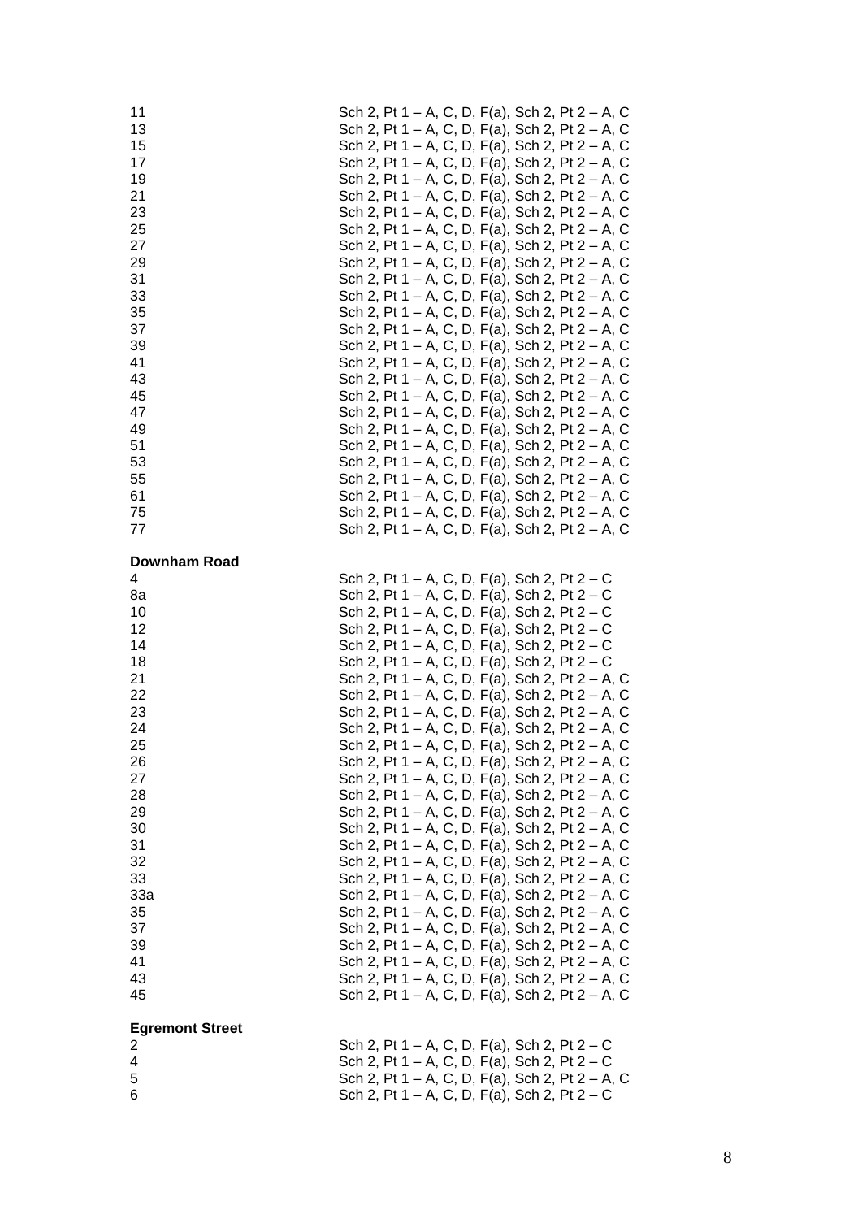| | |
|---|---|
| 11 | Sch 2, Pt 1 – A, C, D, F(a), Sch 2, Pt 2 – A, C |
| 13 | Sch 2, Pt 1 – A, C, D, F(a), Sch 2, Pt 2 – A, C |
| 15 | Sch 2, Pt 1 – A, C, D, F(a), Sch 2, Pt 2 – A, C |
| 17 | Sch 2, Pt 1 – A, C, D, F(a), Sch 2, Pt 2 – A, C |
| 19 | Sch 2, Pt 1 – A, C, D, F(a), Sch 2, Pt 2 – A, C |
| 21 | Sch 2, Pt 1 – A, C, D, F(a), Sch 2, Pt 2 – A, C |
| 23 | Sch 2, Pt 1 – A, C, D, F(a), Sch 2, Pt 2 – A, C |
| 25 | Sch 2, Pt 1 – A, C, D, F(a), Sch 2, Pt 2 – A, C |
| 27 | Sch 2, Pt 1 – A, C, D, F(a), Sch 2, Pt 2 – A, C |
| 29 | Sch 2, Pt 1 – A, C, D, F(a), Sch 2, Pt 2 – A, C |
| 31 | Sch 2, Pt 1 – A, C, D, F(a), Sch 2, Pt 2 – A, C |
| 33 | Sch 2, Pt 1 – A, C, D, F(a), Sch 2, Pt 2 – A, C |
| 35 | Sch 2, Pt 1 – A, C, D, F(a), Sch 2, Pt 2 – A, C |
| 37 | Sch 2, Pt 1 – A, C, D, F(a), Sch 2, Pt 2 – A, C |
| 39 | Sch 2, Pt 1 – A, C, D, F(a), Sch 2, Pt 2 – A, C |
| 41 | Sch 2, Pt 1 – A, C, D, F(a), Sch 2, Pt 2 – A, C |
| 43 | Sch 2, Pt 1 – A, C, D, F(a), Sch 2, Pt 2 – A, C |
| 45 | Sch 2, Pt 1 – A, C, D, F(a), Sch 2, Pt 2 – A, C |
| 47 | Sch 2, Pt 1 – A, C, D, F(a), Sch 2, Pt 2 – A, C |
| 49 | Sch 2, Pt 1 – A, C, D, F(a), Sch 2, Pt 2 – A, C |
| 51 | Sch 2, Pt 1 – A, C, D, F(a), Sch 2, Pt 2 – A, C |
| 53 | Sch 2, Pt 1 – A, C, D, F(a), Sch 2, Pt 2 – A, C |
| 55 | Sch 2, Pt 1 – A, C, D, F(a), Sch 2, Pt 2 – A, C |
| 61 | Sch 2, Pt 1 – A, C, D, F(a), Sch 2, Pt 2 – A, C |
| 75 | Sch 2, Pt 1 – A, C, D, F(a), Sch 2, Pt 2 – A, C |
| 77 | Sch 2, Pt 1 – A, C, D, F(a), Sch 2, Pt 2 – A, C |

**Downham Road**

| | |
|---|---|
| 4 | Sch 2, Pt 1 – A, C, D, F(a), Sch 2, Pt 2 – C |
| 8a | Sch 2, Pt 1 – A, C, D, F(a), Sch 2, Pt 2 – C |
| 10 | Sch 2, Pt 1 – A, C, D, F(a), Sch 2, Pt 2 – C |
| 12 | Sch 2, Pt 1 – A, C, D, F(a), Sch 2, Pt 2 – C |
| 14 | Sch 2, Pt 1 – A, C, D, F(a), Sch 2, Pt 2 – C |
| 18 | Sch 2, Pt 1 – A, C, D, F(a), Sch 2, Pt 2 – C |
| 21 | Sch 2, Pt 1 – A, C, D, F(a), Sch 2, Pt 2 – A, C |
| 22 | Sch 2, Pt 1 – A, C, D, F(a), Sch 2, Pt 2 – A, C |
| 23 | Sch 2, Pt 1 – A, C, D, F(a), Sch 2, Pt 2 – A, C |
| 24 | Sch 2, Pt 1 – A, C, D, F(a), Sch 2, Pt 2 – A, C |
| 25 | Sch 2, Pt 1 – A, C, D, F(a), Sch 2, Pt 2 – A, C |
| 26 | Sch 2, Pt 1 – A, C, D, F(a), Sch 2, Pt 2 – A, C |
| 27 | Sch 2, Pt 1 – A, C, D, F(a), Sch 2, Pt 2 – A, C |
| 28 | Sch 2, Pt 1 – A, C, D, F(a), Sch 2, Pt 2 – A, C |
| 29 | Sch 2, Pt 1 – A, C, D, F(a), Sch 2, Pt 2 – A, C |
| 30 | Sch 2, Pt 1 – A, C, D, F(a), Sch 2, Pt 2 – A, C |
| 31 | Sch 2, Pt 1 – A, C, D, F(a), Sch 2, Pt 2 – A, C |
| 32 | Sch 2, Pt 1 – A, C, D, F(a), Sch 2, Pt 2 – A, C |
| 33 | Sch 2, Pt 1 – A, C, D, F(a), Sch 2, Pt 2 – A, C |
| 33a | Sch 2, Pt 1 – A, C, D, F(a), Sch 2, Pt 2 – A, C |
| 35 | Sch 2, Pt 1 – A, C, D, F(a), Sch 2, Pt 2 – A, C |
| 37 | Sch 2, Pt 1 – A, C, D, F(a), Sch 2, Pt 2 – A, C |
| 39 | Sch 2, Pt 1 – A, C, D, F(a), Sch 2, Pt 2 – A, C |
| 41 | Sch 2, Pt 1 – A, C, D, F(a), Sch 2, Pt 2 – A, C |
| 43 | Sch 2, Pt 1 – A, C, D, F(a), Sch 2, Pt 2 – A, C |
| 45 | Sch 2, Pt 1 – A, C, D, F(a), Sch 2, Pt 2 – A, C |

**Egremont Street**

| | |
|---|---|
| 2 | Sch 2, Pt 1 – A, C, D, F(a), Sch 2, Pt 2 – C |
| 4 | Sch 2, Pt 1 – A, C, D, F(a), Sch 2, Pt 2 – C |
| 5 | Sch 2, Pt 1 – A, C, D, F(a), Sch 2, Pt 2 – A, C |
| 6 | Sch 2, Pt 1 – A, C, D, F(a), Sch 2, Pt 2 – C |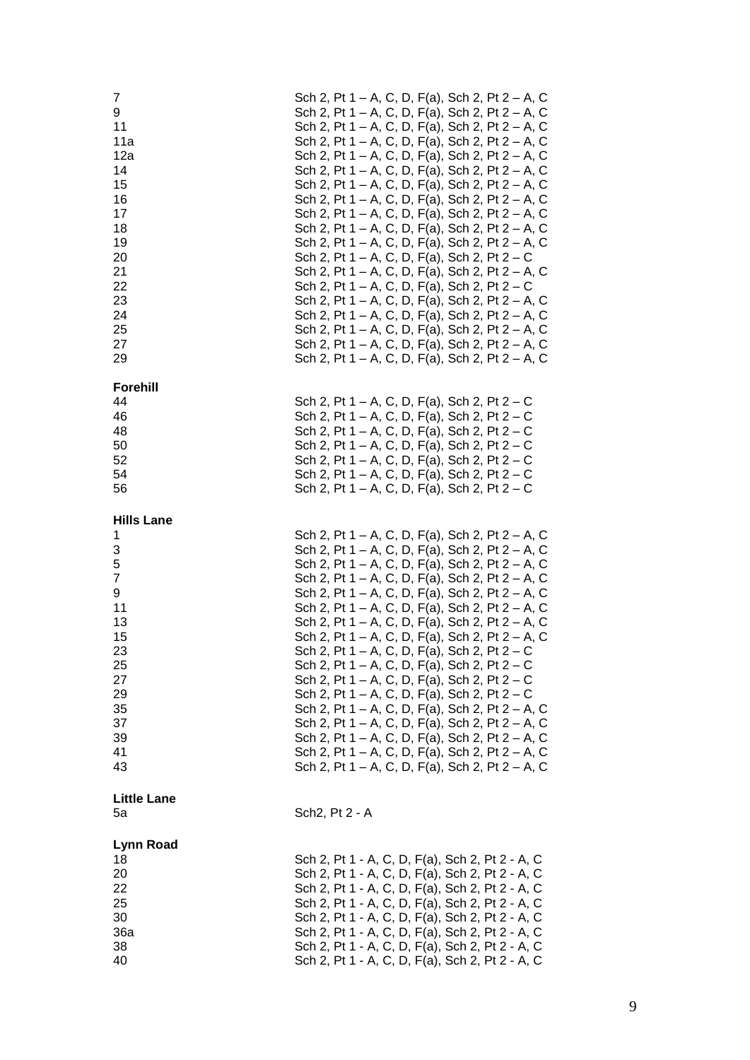| | |
|---|---|
| 7 | Sch 2, Pt 1 – A, C, D, F(a), Sch 2, Pt 2 – A, C |
| 9 | Sch 2, Pt 1 – A, C, D, F(a), Sch 2, Pt 2 – A, C |
| 11 | Sch 2, Pt 1 – A, C, D, F(a), Sch 2, Pt 2 – A, C |
| 11a | Sch 2, Pt 1 – A, C, D, F(a), Sch 2, Pt 2 – A, C |
| 12a | Sch 2, Pt 1 – A, C, D, F(a), Sch 2, Pt 2 – A, C |
| 14 | Sch 2, Pt 1 – A, C, D, F(a), Sch 2, Pt 2 – A, C |
| 15 | Sch 2, Pt 1 – A, C, D, F(a), Sch 2, Pt 2 – A, C |
| 16 | Sch 2, Pt 1 – A, C, D, F(a), Sch 2, Pt 2 – A, C |
| 17 | Sch 2, Pt 1 – A, C, D, F(a), Sch 2, Pt 2 – A, C |
| 18 | Sch 2, Pt 1 – A, C, D, F(a), Sch 2, Pt 2 – A, C |
| 19 | Sch 2, Pt 1 – A, C, D, F(a), Sch 2, Pt 2 – A, C |
| 20 | Sch 2, Pt 1 – A, C, D, F(a), Sch 2, Pt 2 – C |
| 21 | Sch 2, Pt 1 – A, C, D, F(a), Sch 2, Pt 2 – A, C |
| 22 | Sch 2, Pt 1 – A, C, D, F(a), Sch 2, Pt 2 – C |
| 23 | Sch 2, Pt 1 – A, C, D, F(a), Sch 2, Pt 2 – A, C |
| 24 | Sch 2, Pt 1 – A, C, D, F(a), Sch 2, Pt 2 – A, C |
| 25 | Sch 2, Pt 1 – A, C, D, F(a), Sch 2, Pt 2 – A, C |
| 27 | Sch 2, Pt 1 – A, C, D, F(a), Sch 2, Pt 2 – A, C |
| 29 | Sch 2, Pt 1 – A, C, D, F(a), Sch 2, Pt 2 – A, C |

**Forehill**

| | |
|---|---|
| 44 | Sch 2, Pt 1 – A, C, D, F(a), Sch 2, Pt 2 – C |
| 46 | Sch 2, Pt 1 – A, C, D, F(a), Sch 2, Pt 2 – C |
| 48 | Sch 2, Pt 1 – A, C, D, F(a), Sch 2, Pt 2 – C |
| 50 | Sch 2, Pt 1 – A, C, D, F(a), Sch 2, Pt 2 – C |
| 52 | Sch 2, Pt 1 – A, C, D, F(a), Sch 2, Pt 2 – C |
| 54 | Sch 2, Pt 1 – A, C, D, F(a), Sch 2, Pt 2 – C |
| 56 | Sch 2, Pt 1 – A, C, D, F(a), Sch 2, Pt 2 – C |

**Hills Lane**

| | |
|---|---|
| 1 | Sch 2, Pt 1 – A, C, D, F(a), Sch 2, Pt 2 – A, C |
| 3 | Sch 2, Pt 1 – A, C, D, F(a), Sch 2, Pt 2 – A, C |
| 5 | Sch 2, Pt 1 – A, C, D, F(a), Sch 2, Pt 2 – A, C |
| 7 | Sch 2, Pt 1 – A, C, D, F(a), Sch 2, Pt 2 – A, C |
| 9 | Sch 2, Pt 1 – A, C, D, F(a), Sch 2, Pt 2 – A, C |
| 11 | Sch 2, Pt 1 – A, C, D, F(a), Sch 2, Pt 2 – A, C |
| 13 | Sch 2, Pt 1 – A, C, D, F(a), Sch 2, Pt 2 – A, C |
| 15 | Sch 2, Pt 1 – A, C, D, F(a), Sch 2, Pt 2 – A, C |
| 23 | Sch 2, Pt 1 – A, C, D, F(a), Sch 2, Pt 2 – C |
| 25 | Sch 2, Pt 1 – A, C, D, F(a), Sch 2, Pt 2 – C |
| 27 | Sch 2, Pt 1 – A, C, D, F(a), Sch 2, Pt 2 – C |
| 29 | Sch 2, Pt 1 – A, C, D, F(a), Sch 2, Pt 2 – C |
| 35 | Sch 2, Pt 1 – A, C, D, F(a), Sch 2, Pt 2 – A, C |
| 37 | Sch 2, Pt 1 – A, C, D, F(a), Sch 2, Pt 2 – A, C |
| 39 | Sch 2, Pt 1 – A, C, D, F(a), Sch 2, Pt 2 – A, C |
| 41 | Sch 2, Pt 1 – A, C, D, F(a), Sch 2, Pt 2 – A, C |
| 43 | Sch 2, Pt 1 – A, C, D, F(a), Sch 2, Pt 2 – A, C |

**Little Lane**

| | |
|---|---|
| 5a | Sch2, Pt 2 - A |

**Lynn Road**

| | |
|---|---|
| 18 | Sch 2, Pt 1 - A, C, D, F(a), Sch 2, Pt 2 - A, C |
| 20 | Sch 2, Pt 1 - A, C, D, F(a), Sch 2, Pt 2 - A, C |
| 22 | Sch 2, Pt 1 - A, C, D, F(a), Sch 2, Pt 2 - A, C |
| 25 | Sch 2, Pt 1 - A, C, D, F(a), Sch 2, Pt 2 - A, C |
| 30 | Sch 2, Pt 1 - A, C, D, F(a), Sch 2, Pt 2 - A, C |
| 36a | Sch 2, Pt 1 - A, C, D, F(a), Sch 2, Pt 2 - A, C |
| 38 | Sch 2, Pt 1 - A, C, D, F(a), Sch 2, Pt 2 - A, C |
| 40 | Sch 2, Pt 1 - A, C, D, F(a), Sch 2, Pt 2 - A, C |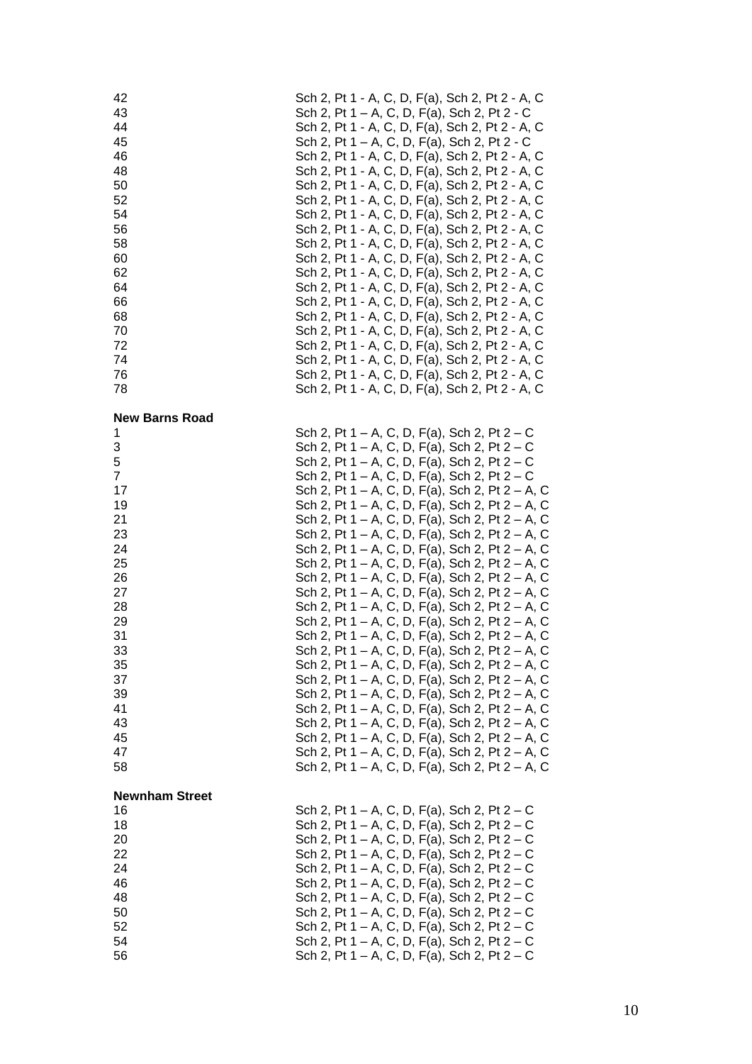| | |
|---|---|
| 42 | Sch 2, Pt 1 - A, C, D, F(a), Sch 2, Pt 2 - A, C |
| 43 | Sch 2, Pt 1 – A, C, D, F(a), Sch 2, Pt 2 - C |
| 44 | Sch 2, Pt 1 - A, C, D, F(a), Sch 2, Pt 2 - A, C |
| 45 | Sch 2, Pt 1 – A, C, D, F(a), Sch 2, Pt 2 - C |
| 46 | Sch 2, Pt 1 - A, C, D, F(a), Sch 2, Pt 2 - A, C |
| 48 | Sch 2, Pt 1 - A, C, D, F(a), Sch 2, Pt 2 - A, C |
| 50 | Sch 2, Pt 1 - A, C, D, F(a), Sch 2, Pt 2 - A, C |
| 52 | Sch 2, Pt 1 - A, C, D, F(a), Sch 2, Pt 2 - A, C |
| 54 | Sch 2, Pt 1 - A, C, D, F(a), Sch 2, Pt 2 - A, C |
| 56 | Sch 2, Pt 1 - A, C, D, F(a), Sch 2, Pt 2 - A, C |
| 58 | Sch 2, Pt 1 - A, C, D, F(a), Sch 2, Pt 2 - A, C |
| 60 | Sch 2, Pt 1 - A, C, D, F(a), Sch 2, Pt 2 - A, C |
| 62 | Sch 2, Pt 1 - A, C, D, F(a), Sch 2, Pt 2 - A, C |
| 64 | Sch 2, Pt 1 - A, C, D, F(a), Sch 2, Pt 2 - A, C |
| 66 | Sch 2, Pt 1 - A, C, D, F(a), Sch 2, Pt 2 - A, C |
| 68 | Sch 2, Pt 1 - A, C, D, F(a), Sch 2, Pt 2 - A, C |
| 70 | Sch 2, Pt 1 - A, C, D, F(a), Sch 2, Pt 2 - A, C |
| 72 | Sch 2, Pt 1 - A, C, D, F(a), Sch 2, Pt 2 - A, C |
| 74 | Sch 2, Pt 1 - A, C, D, F(a), Sch 2, Pt 2 - A, C |
| 76 | Sch 2, Pt 1 - A, C, D, F(a), Sch 2, Pt 2 - A, C |
| 78 | Sch 2, Pt 1 - A, C, D, F(a), Sch 2, Pt 2 - A, C |

**New Barns Road**

| | |
|---|---|
| 1 | Sch 2, Pt 1 – A, C, D, F(a), Sch 2, Pt 2 – C |
| 3 | Sch 2, Pt 1 – A, C, D, F(a), Sch 2, Pt 2 – C |
| 5 | Sch 2, Pt 1 – A, C, D, F(a), Sch 2, Pt 2 – C |
| 7 | Sch 2, Pt 1 – A, C, D, F(a), Sch 2, Pt 2 – C |
| 17 | Sch 2, Pt 1 – A, C, D, F(a), Sch 2, Pt 2 – A, C |
| 19 | Sch 2, Pt 1 – A, C, D, F(a), Sch 2, Pt 2 – A, C |
| 21 | Sch 2, Pt 1 – A, C, D, F(a), Sch 2, Pt 2 – A, C |
| 23 | Sch 2, Pt 1 – A, C, D, F(a), Sch 2, Pt 2 – A, C |
| 24 | Sch 2, Pt 1 – A, C, D, F(a), Sch 2, Pt 2 – A, C |
| 25 | Sch 2, Pt 1 – A, C, D, F(a), Sch 2, Pt 2 – A, C |
| 26 | Sch 2, Pt 1 – A, C, D, F(a), Sch 2, Pt 2 – A, C |
| 27 | Sch 2, Pt 1 – A, C, D, F(a), Sch 2, Pt 2 – A, C |
| 28 | Sch 2, Pt 1 – A, C, D, F(a), Sch 2, Pt 2 – A, C |
| 29 | Sch 2, Pt 1 – A, C, D, F(a), Sch 2, Pt 2 – A, C |
| 31 | Sch 2, Pt 1 – A, C, D, F(a), Sch 2, Pt 2 – A, C |
| 33 | Sch 2, Pt 1 – A, C, D, F(a), Sch 2, Pt 2 – A, C |
| 35 | Sch 2, Pt 1 – A, C, D, F(a), Sch 2, Pt 2 – A, C |
| 37 | Sch 2, Pt 1 – A, C, D, F(a), Sch 2, Pt 2 – A, C |
| 39 | Sch 2, Pt 1 – A, C, D, F(a), Sch 2, Pt 2 – A, C |
| 41 | Sch 2, Pt 1 – A, C, D, F(a), Sch 2, Pt 2 – A, C |
| 43 | Sch 2, Pt 1 – A, C, D, F(a), Sch 2, Pt 2 – A, C |
| 45 | Sch 2, Pt 1 – A, C, D, F(a), Sch 2, Pt 2 – A, C |
| 47 | Sch 2, Pt 1 – A, C, D, F(a), Sch 2, Pt 2 – A, C |
| 58 | Sch 2, Pt 1 – A, C, D, F(a), Sch 2, Pt 2 – A, C |

**Newnham Street**

| | |
|---|---|
| 16 | Sch 2, Pt 1 – A, C, D, F(a), Sch 2, Pt 2 – C |
| 18 | Sch 2, Pt 1 – A, C, D, F(a), Sch 2, Pt 2 – C |
| 20 | Sch 2, Pt 1 – A, C, D, F(a), Sch 2, Pt 2 – C |
| 22 | Sch 2, Pt 1 – A, C, D, F(a), Sch 2, Pt 2 – C |
| 24 | Sch 2, Pt 1 – A, C, D, F(a), Sch 2, Pt 2 – C |
| 46 | Sch 2, Pt 1 – A, C, D, F(a), Sch 2, Pt 2 – C |
| 48 | Sch 2, Pt 1 – A, C, D, F(a), Sch 2, Pt 2 – C |
| 50 | Sch 2, Pt 1 – A, C, D, F(a), Sch 2, Pt 2 – C |
| 52 | Sch 2, Pt 1 – A, C, D, F(a), Sch 2, Pt 2 – C |
| 54 | Sch 2, Pt 1 – A, C, D, F(a), Sch 2, Pt 2 – C |
| 56 | Sch 2, Pt 1 – A, C, D, F(a), Sch 2, Pt 2 – C |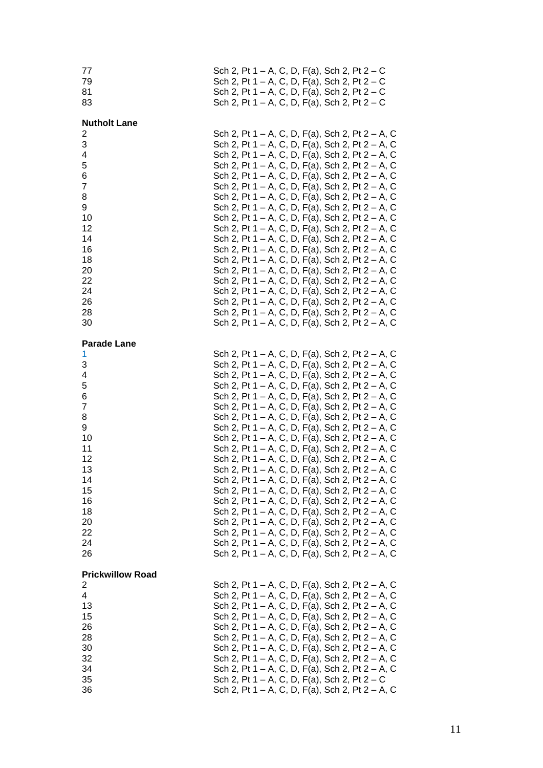| | |
|---|---|
| 77 | Sch 2, Pt 1 – A, C, D, F(a), Sch 2, Pt 2 – C |
| 79 | Sch 2, Pt 1 – A, C, D, F(a), Sch 2, Pt 2 – C |
| 81 | Sch 2, Pt 1 – A, C, D, F(a), Sch 2, Pt 2 – C |
| 83 | Sch 2, Pt 1 – A, C, D, F(a), Sch 2, Pt 2 – C |

**Nutholt Lane**

| | |
|---|---|
| 2 | Sch 2, Pt 1 – A, C, D, F(a), Sch 2, Pt 2 – A, C |
| 3 | Sch 2, Pt 1 – A, C, D, F(a), Sch 2, Pt 2 – A, C |
| 4 | Sch 2, Pt 1 – A, C, D, F(a), Sch 2, Pt 2 – A, C |
| 5 | Sch 2, Pt 1 – A, C, D, F(a), Sch 2, Pt 2 – A, C |
| 6 | Sch 2, Pt 1 – A, C, D, F(a), Sch 2, Pt 2 – A, C |
| 7 | Sch 2, Pt 1 – A, C, D, F(a), Sch 2, Pt 2 – A, C |
| 8 | Sch 2, Pt 1 – A, C, D, F(a), Sch 2, Pt 2 – A, C |
| 9 | Sch 2, Pt 1 – A, C, D, F(a), Sch 2, Pt 2 – A, C |
| 10 | Sch 2, Pt 1 – A, C, D, F(a), Sch 2, Pt 2 – A, C |
| 12 | Sch 2, Pt 1 – A, C, D, F(a), Sch 2, Pt 2 – A, C |
| 14 | Sch 2, Pt 1 – A, C, D, F(a), Sch 2, Pt 2 – A, C |
| 16 | Sch 2, Pt 1 – A, C, D, F(a), Sch 2, Pt 2 – A, C |
| 18 | Sch 2, Pt 1 – A, C, D, F(a), Sch 2, Pt 2 – A, C |
| 20 | Sch 2, Pt 1 – A, C, D, F(a), Sch 2, Pt 2 – A, C |
| 22 | Sch 2, Pt 1 – A, C, D, F(a), Sch 2, Pt 2 – A, C |
| 24 | Sch 2, Pt 1 – A, C, D, F(a), Sch 2, Pt 2 – A, C |
| 26 | Sch 2, Pt 1 – A, C, D, F(a), Sch 2, Pt 2 – A, C |
| 28 | Sch 2, Pt 1 – A, C, D, F(a), Sch 2, Pt 2 – A, C |
| 30 | Sch 2, Pt 1 – A, C, D, F(a), Sch 2, Pt 2 – A, C |

**Parade Lane**

| | |
|---|---|
| 1 | Sch 2, Pt 1 – A, C, D, F(a), Sch 2, Pt 2 – A, C |
| 3 | Sch 2, Pt 1 – A, C, D, F(a), Sch 2, Pt 2 – A, C |
| 4 | Sch 2, Pt 1 – A, C, D, F(a), Sch 2, Pt 2 – A, C |
| 5 | Sch 2, Pt 1 – A, C, D, F(a), Sch 2, Pt 2 – A, C |
| 6 | Sch 2, Pt 1 – A, C, D, F(a), Sch 2, Pt 2 – A, C |
| 7 | Sch 2, Pt 1 – A, C, D, F(a), Sch 2, Pt 2 – A, C |
| 8 | Sch 2, Pt 1 – A, C, D, F(a), Sch 2, Pt 2 – A, C |
| 9 | Sch 2, Pt 1 – A, C, D, F(a), Sch 2, Pt 2 – A, C |
| 10 | Sch 2, Pt 1 – A, C, D, F(a), Sch 2, Pt 2 – A, C |
| 11 | Sch 2, Pt 1 – A, C, D, F(a), Sch 2, Pt 2 – A, C |
| 12 | Sch 2, Pt 1 – A, C, D, F(a), Sch 2, Pt 2 – A, C |
| 13 | Sch 2, Pt 1 – A, C, D, F(a), Sch 2, Pt 2 – A, C |
| 14 | Sch 2, Pt 1 – A, C, D, F(a), Sch 2, Pt 2 – A, C |
| 15 | Sch 2, Pt 1 – A, C, D, F(a), Sch 2, Pt 2 – A, C |
| 16 | Sch 2, Pt 1 – A, C, D, F(a), Sch 2, Pt 2 – A, C |
| 18 | Sch 2, Pt 1 – A, C, D, F(a), Sch 2, Pt 2 – A, C |
| 20 | Sch 2, Pt 1 – A, C, D, F(a), Sch 2, Pt 2 – A, C |
| 22 | Sch 2, Pt 1 – A, C, D, F(a), Sch 2, Pt 2 – A, C |
| 24 | Sch 2, Pt 1 – A, C, D, F(a), Sch 2, Pt 2 – A, C |
| 26 | Sch 2, Pt 1 – A, C, D, F(a), Sch 2, Pt 2 – A, C |

**Prickwillow Road**

| | |
|---|---|
| 2 | Sch 2, Pt 1 – A, C, D, F(a), Sch 2, Pt 2 – A, C |
| 4 | Sch 2, Pt 1 – A, C, D, F(a), Sch 2, Pt 2 – A, C |
| 13 | Sch 2, Pt 1 – A, C, D, F(a), Sch 2, Pt 2 – A, C |
| 15 | Sch 2, Pt 1 – A, C, D, F(a), Sch 2, Pt 2 – A, C |
| 26 | Sch 2, Pt 1 – A, C, D, F(a), Sch 2, Pt 2 – A, C |
| 28 | Sch 2, Pt 1 – A, C, D, F(a), Sch 2, Pt 2 – A, C |
| 30 | Sch 2, Pt 1 – A, C, D, F(a), Sch 2, Pt 2 – A, C |
| 32 | Sch 2, Pt 1 – A, C, D, F(a), Sch 2, Pt 2 – A, C |
| 34 | Sch 2, Pt 1 – A, C, D, F(a), Sch 2, Pt 2 – A, C |
| 35 | Sch 2, Pt 1 – A, C, D, F(a), Sch 2, Pt 2 – C |
| 36 | Sch 2, Pt 1 – A, C, D, F(a), Sch 2, Pt 2 – A, C |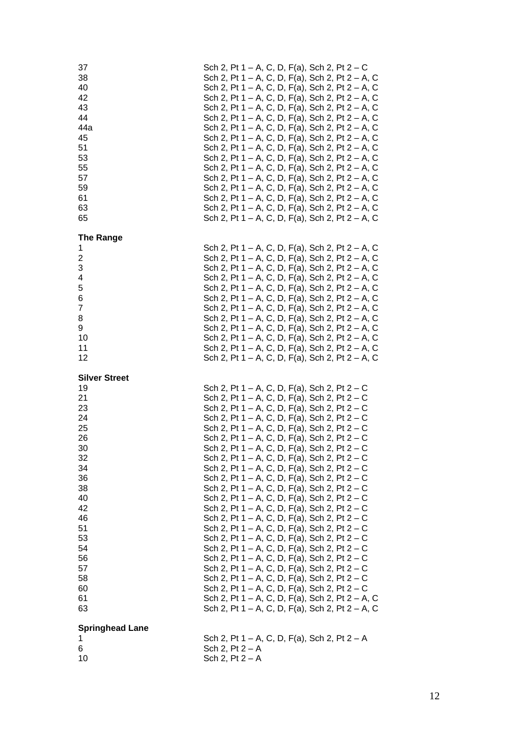| | |
|---|---|
| 37 | Sch 2, Pt 1 – A, C, D, F(a), Sch 2, Pt 2 – C |
| 38 | Sch 2, Pt 1 – A, C, D, F(a), Sch 2, Pt 2 – A, C |
| 40 | Sch 2, Pt 1 – A, C, D, F(a), Sch 2, Pt 2 – A, C |
| 42 | Sch 2, Pt 1 – A, C, D, F(a), Sch 2, Pt 2 – A, C |
| 43 | Sch 2, Pt 1 – A, C, D, F(a), Sch 2, Pt 2 – A, C |
| 44 | Sch 2, Pt 1 – A, C, D, F(a), Sch 2, Pt 2 – A, C |
| 44a | Sch 2, Pt 1 – A, C, D, F(a), Sch 2, Pt 2 – A, C |
| 45 | Sch 2, Pt 1 – A, C, D, F(a), Sch 2, Pt 2 – A, C |
| 51 | Sch 2, Pt 1 – A, C, D, F(a), Sch 2, Pt 2 – A, C |
| 53 | Sch 2, Pt 1 – A, C, D, F(a), Sch 2, Pt 2 – A, C |
| 55 | Sch 2, Pt 1 – A, C, D, F(a), Sch 2, Pt 2 – A, C |
| 57 | Sch 2, Pt 1 – A, C, D, F(a), Sch 2, Pt 2 – A, C |
| 59 | Sch 2, Pt 1 – A, C, D, F(a), Sch 2, Pt 2 – A, C |
| 61 | Sch 2, Pt 1 – A, C, D, F(a), Sch 2, Pt 2 – A, C |
| 63 | Sch 2, Pt 1 – A, C, D, F(a), Sch 2, Pt 2 – A, C |
| 65 | Sch 2, Pt 1 – A, C, D, F(a), Sch 2, Pt 2 – A, C |

**The Range**

| | |
|---|---|
| 1 | Sch 2, Pt 1 – A, C, D, F(a), Sch 2, Pt 2 – A, C |
| 2 | Sch 2, Pt 1 – A, C, D, F(a), Sch 2, Pt 2 – A, C |
| 3 | Sch 2, Pt 1 – A, C, D, F(a), Sch 2, Pt 2 – A, C |
| 4 | Sch 2, Pt 1 – A, C, D, F(a), Sch 2, Pt 2 – A, C |
| 5 | Sch 2, Pt 1 – A, C, D, F(a), Sch 2, Pt 2 – A, C |
| 6 | Sch 2, Pt 1 – A, C, D, F(a), Sch 2, Pt 2 – A, C |
| 7 | Sch 2, Pt 1 – A, C, D, F(a), Sch 2, Pt 2 – A, C |
| 8 | Sch 2, Pt 1 – A, C, D, F(a), Sch 2, Pt 2 – A, C |
| 9 | Sch 2, Pt 1 – A, C, D, F(a), Sch 2, Pt 2 – A, C |
| 10 | Sch 2, Pt 1 – A, C, D, F(a), Sch 2, Pt 2 – A, C |
| 11 | Sch 2, Pt 1 – A, C, D, F(a), Sch 2, Pt 2 – A, C |
| 12 | Sch 2, Pt 1 – A, C, D, F(a), Sch 2, Pt 2 – A, C |

**Silver Street**

| | |
|---|---|
| 19 | Sch 2, Pt 1 – A, C, D, F(a), Sch 2, Pt 2 – C |
| 21 | Sch 2, Pt 1 – A, C, D, F(a), Sch 2, Pt 2 – C |
| 23 | Sch 2, Pt 1 – A, C, D, F(a), Sch 2, Pt 2 – C |
| 24 | Sch 2, Pt 1 – A, C, D, F(a), Sch 2, Pt 2 – C |
| 25 | Sch 2, Pt 1 – A, C, D, F(a), Sch 2, Pt 2 – C |
| 26 | Sch 2, Pt 1 – A, C, D, F(a), Sch 2, Pt 2 – C |
| 30 | Sch 2, Pt 1 – A, C, D, F(a), Sch 2, Pt 2 – C |
| 32 | Sch 2, Pt 1 – A, C, D, F(a), Sch 2, Pt 2 – C |
| 34 | Sch 2, Pt 1 – A, C, D, F(a), Sch 2, Pt 2 – C |
| 36 | Sch 2, Pt 1 – A, C, D, F(a), Sch 2, Pt 2 – C |
| 38 | Sch 2, Pt 1 – A, C, D, F(a), Sch 2, Pt 2 – C |
| 40 | Sch 2, Pt 1 – A, C, D, F(a), Sch 2, Pt 2 – C |
| 42 | Sch 2, Pt 1 – A, C, D, F(a), Sch 2, Pt 2 – C |
| 46 | Sch 2, Pt 1 – A, C, D, F(a), Sch 2, Pt 2 – C |
| 51 | Sch 2, Pt 1 – A, C, D, F(a), Sch 2, Pt 2 – C |
| 53 | Sch 2, Pt 1 – A, C, D, F(a), Sch 2, Pt 2 – C |
| 54 | Sch 2, Pt 1 – A, C, D, F(a), Sch 2, Pt 2 – C |
| 56 | Sch 2, Pt 1 – A, C, D, F(a), Sch 2, Pt 2 – C |
| 57 | Sch 2, Pt 1 – A, C, D, F(a), Sch 2, Pt 2 – C |
| 58 | Sch 2, Pt 1 – A, C, D, F(a), Sch 2, Pt 2 – C |
| 60 | Sch 2, Pt 1 – A, C, D, F(a), Sch 2, Pt 2 – C |
| 61 | Sch 2, Pt 1 – A, C, D, F(a), Sch 2, Pt 2 – A, C |
| 63 | Sch 2, Pt 1 – A, C, D, F(a), Sch 2, Pt 2 – A, C |

**Springhead Lane**

| | |
|---|---|
| 1 | Sch 2, Pt 1 – A, C, D, F(a), Sch 2, Pt 2 – A |
| 6 | Sch 2, Pt 2 – A |
| 10 | Sch 2, Pt 2 – A |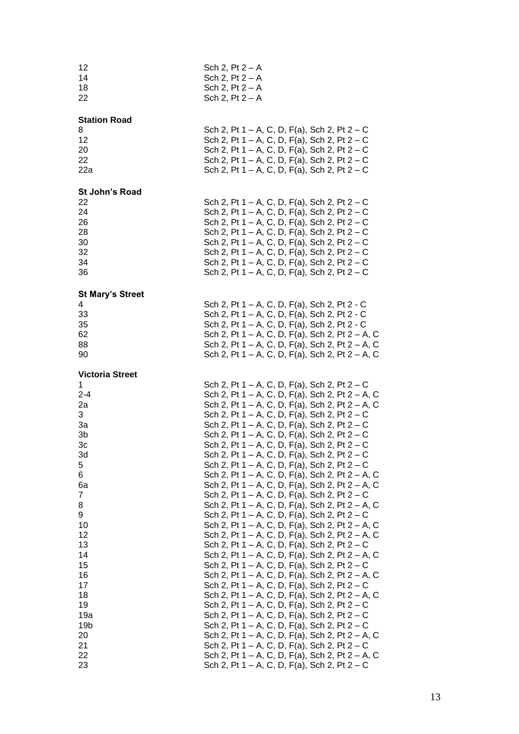| | |
|---|---|
| 12 | Sch 2, Pt 2 – A |
| 14 | Sch 2, Pt 2 – A |
| 18 | Sch 2, Pt 2 – A |
| 22 | Sch 2, Pt 2 – A |

**Station Road**

| | |
|---|---|
| 8 | Sch 2, Pt 1 – A, C, D, F(a), Sch 2, Pt 2 – C |
| 12 | Sch 2, Pt 1 – A, C, D, F(a), Sch 2, Pt 2 – C |
| 20 | Sch 2, Pt 1 – A, C, D, F(a), Sch 2, Pt 2 – C |
| 22 | Sch 2, Pt 1 – A, C, D, F(a), Sch 2, Pt 2 – C |
| 22a | Sch 2, Pt 1 – A, C, D, F(a), Sch 2, Pt 2 – C |

**St John's Road**

| | |
|---|---|
| 22 | Sch 2, Pt 1 – A, C, D, F(a), Sch 2, Pt 2 – C |
| 24 | Sch 2, Pt 1 – A, C, D, F(a), Sch 2, Pt 2 – C |
| 26 | Sch 2, Pt 1 – A, C, D, F(a), Sch 2, Pt 2 – C |
| 28 | Sch 2, Pt 1 – A, C, D, F(a), Sch 2, Pt 2 – C |
| 30 | Sch 2, Pt 1 – A, C, D, F(a), Sch 2, Pt 2 – C |
| 32 | Sch 2, Pt 1 – A, C, D, F(a), Sch 2, Pt 2 – C |
| 34 | Sch 2, Pt 1 – A, C, D, F(a), Sch 2, Pt 2 – C |
| 36 | Sch 2, Pt 1 – A, C, D, F(a), Sch 2, Pt 2 – C |

**St Mary's Street**

| | |
|---|---|
| 4 | Sch 2, Pt 1 – A, C, D, F(a), Sch 2, Pt 2 - C |
| 33 | Sch 2, Pt 1 – A, C, D, F(a), Sch 2, Pt 2 - C |
| 35 | Sch 2, Pt 1 – A, C, D, F(a), Sch 2, Pt 2 - C |
| 62 | Sch 2, Pt 1 – A, C, D, F(a), Sch 2, Pt 2 – A, C |
| 88 | Sch 2, Pt 1 – A, C, D, F(a), Sch 2, Pt 2 – A, C |
| 90 | Sch 2, Pt 1 – A, C, D, F(a), Sch 2, Pt 2 – A, C |

**Victoria Street**

| | |
|---|---|
| 1 | Sch 2, Pt 1 – A, C, D, F(a), Sch 2, Pt 2 – C |
| 2-4 | Sch 2, Pt 1 – A, C, D, F(a), Sch 2, Pt 2 – A, C |
| 2a | Sch 2, Pt 1 – A, C, D, F(a), Sch 2, Pt 2 – A, C |
| 3 | Sch 2, Pt 1 – A, C, D, F(a), Sch 2, Pt 2 – C |
| 3a | Sch 2, Pt 1 – A, C, D, F(a), Sch 2, Pt 2 – C |
| 3b | Sch 2, Pt 1 – A, C, D, F(a), Sch 2, Pt 2 – C |
| 3c | Sch 2, Pt 1 – A, C, D, F(a), Sch 2, Pt 2 – C |
| 3d | Sch 2, Pt 1 – A, C, D, F(a), Sch 2, Pt 2 – C |
| 5 | Sch 2, Pt 1 – A, C, D, F(a), Sch 2, Pt 2 – C |
| 6 | Sch 2, Pt 1 – A, C, D, F(a), Sch 2, Pt 2 – A, C |
| 6a | Sch 2, Pt 1 – A, C, D, F(a), Sch 2, Pt 2 – A, C |
| 7 | Sch 2, Pt 1 – A, C, D, F(a), Sch 2, Pt 2 – C |
| 8 | Sch 2, Pt 1 – A, C, D, F(a), Sch 2, Pt 2 – A, C |
| 9 | Sch 2, Pt 1 – A, C, D, F(a), Sch 2, Pt 2 – C |
| 10 | Sch 2, Pt 1 – A, C, D, F(a), Sch 2, Pt 2 – A, C |
| 12 | Sch 2, Pt 1 – A, C, D, F(a), Sch 2, Pt 2 – A, C |
| 13 | Sch 2, Pt 1 – A, C, D, F(a), Sch 2, Pt 2 – C |
| 14 | Sch 2, Pt 1 – A, C, D, F(a), Sch 2, Pt 2 – A, C |
| 15 | Sch 2, Pt 1 – A, C, D, F(a), Sch 2, Pt 2 – C |
| 16 | Sch 2, Pt 1 – A, C, D, F(a), Sch 2, Pt 2 – A, C |
| 17 | Sch 2, Pt 1 – A, C, D, F(a), Sch 2, Pt 2 – C |
| 18 | Sch 2, Pt 1 – A, C, D, F(a), Sch 2, Pt 2 – A, C |
| 19 | Sch 2, Pt 1 – A, C, D, F(a), Sch 2, Pt 2 – C |
| 19a | Sch 2, Pt 1 – A, C, D, F(a), Sch 2, Pt 2 – C |
| 19b | Sch 2, Pt 1 – A, C, D, F(a), Sch 2, Pt 2 – C |
| 20 | Sch 2, Pt 1 – A, C, D, F(a), Sch 2, Pt 2 – A, C |
| 21 | Sch 2, Pt 1 – A, C, D, F(a), Sch 2, Pt 2 – C |
| 22 | Sch 2, Pt 1 – A, C, D, F(a), Sch 2, Pt 2 – A, C |
| 23 | Sch 2, Pt 1 – A, C, D, F(a), Sch 2, Pt 2 – C |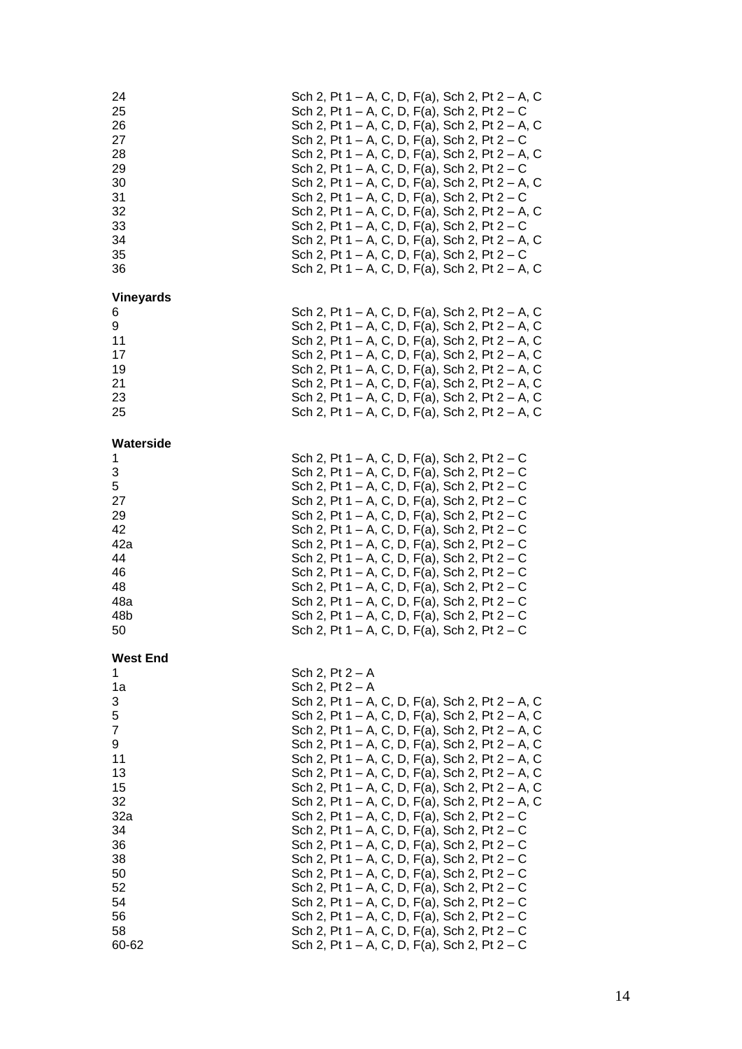| | |
|---|---|
| 24 | Sch 2, Pt 1 – A, C, D, F(a), Sch 2, Pt 2 – A, C |
| 25 | Sch 2, Pt 1 – A, C, D, F(a), Sch 2, Pt 2 – C |
| 26 | Sch 2, Pt 1 – A, C, D, F(a), Sch 2, Pt 2 – A, C |
| 27 | Sch 2, Pt 1 – A, C, D, F(a), Sch 2, Pt 2 – C |
| 28 | Sch 2, Pt 1 – A, C, D, F(a), Sch 2, Pt 2 – A, C |
| 29 | Sch 2, Pt 1 – A, C, D, F(a), Sch 2, Pt 2 – C |
| 30 | Sch 2, Pt 1 – A, C, D, F(a), Sch 2, Pt 2 – A, C |
| 31 | Sch 2, Pt 1 – A, C, D, F(a), Sch 2, Pt 2 – C |
| 32 | Sch 2, Pt 1 – A, C, D, F(a), Sch 2, Pt 2 – A, C |
| 33 | Sch 2, Pt 1 – A, C, D, F(a), Sch 2, Pt 2 – C |
| 34 | Sch 2, Pt 1 – A, C, D, F(a), Sch 2, Pt 2 – A, C |
| 35 | Sch 2, Pt 1 – A, C, D, F(a), Sch 2, Pt 2 – C |
| 36 | Sch 2, Pt 1 – A, C, D, F(a), Sch 2, Pt 2 – A, C |

**Vineyards**

| | |
|---|---|
| 6 | Sch 2, Pt 1 – A, C, D, F(a), Sch 2, Pt 2 – A, C |
| 9 | Sch 2, Pt 1 – A, C, D, F(a), Sch 2, Pt 2 – A, C |
| 11 | Sch 2, Pt 1 – A, C, D, F(a), Sch 2, Pt 2 – A, C |
| 17 | Sch 2, Pt 1 – A, C, D, F(a), Sch 2, Pt 2 – A, C |
| 19 | Sch 2, Pt 1 – A, C, D, F(a), Sch 2, Pt 2 – A, C |
| 21 | Sch 2, Pt 1 – A, C, D, F(a), Sch 2, Pt 2 – A, C |
| 23 | Sch 2, Pt 1 – A, C, D, F(a), Sch 2, Pt 2 – A, C |
| 25 | Sch 2, Pt 1 – A, C, D, F(a), Sch 2, Pt 2 – A, C |

**Waterside**

| | |
|---|---|
| 1 | Sch 2, Pt 1 – A, C, D, F(a), Sch 2, Pt 2 – C |
| 3 | Sch 2, Pt 1 – A, C, D, F(a), Sch 2, Pt 2 – C |
| 5 | Sch 2, Pt 1 – A, C, D, F(a), Sch 2, Pt 2 – C |
| 27 | Sch 2, Pt 1 – A, C, D, F(a), Sch 2, Pt 2 – C |
| 29 | Sch 2, Pt 1 – A, C, D, F(a), Sch 2, Pt 2 – C |
| 42 | Sch 2, Pt 1 – A, C, D, F(a), Sch 2, Pt 2 – C |
| 42a | Sch 2, Pt 1 – A, C, D, F(a), Sch 2, Pt 2 – C |
| 44 | Sch 2, Pt 1 – A, C, D, F(a), Sch 2, Pt 2 – C |
| 46 | Sch 2, Pt 1 – A, C, D, F(a), Sch 2, Pt 2 – C |
| 48 | Sch 2, Pt 1 – A, C, D, F(a), Sch 2, Pt 2 – C |
| 48a | Sch 2, Pt 1 – A, C, D, F(a), Sch 2, Pt 2 – C |
| 48b | Sch 2, Pt 1 – A, C, D, F(a), Sch 2, Pt 2 – C |
| 50 | Sch 2, Pt 1 – A, C, D, F(a), Sch 2, Pt 2 – C |

**West End**

| | |
|---|---|
| 1 | Sch 2, Pt 2 – A |
| 1a | Sch 2, Pt 2 – A |
| 3 | Sch 2, Pt 1 – A, C, D, F(a), Sch 2, Pt 2 – A, C |
| 5 | Sch 2, Pt 1 – A, C, D, F(a), Sch 2, Pt 2 – A, C |
| 7 | Sch 2, Pt 1 – A, C, D, F(a), Sch 2, Pt 2 – A, C |
| 9 | Sch 2, Pt 1 – A, C, D, F(a), Sch 2, Pt 2 – A, C |
| 11 | Sch 2, Pt 1 – A, C, D, F(a), Sch 2, Pt 2 – A, C |
| 13 | Sch 2, Pt 1 – A, C, D, F(a), Sch 2, Pt 2 – A, C |
| 15 | Sch 2, Pt 1 – A, C, D, F(a), Sch 2, Pt 2 – A, C |
| 32 | Sch 2, Pt 1 – A, C, D, F(a), Sch 2, Pt 2 – A, C |
| 32a | Sch 2, Pt 1 – A, C, D, F(a), Sch 2, Pt 2 – C |
| 34 | Sch 2, Pt 1 – A, C, D, F(a), Sch 2, Pt 2 – C |
| 36 | Sch 2, Pt 1 – A, C, D, F(a), Sch 2, Pt 2 – C |
| 38 | Sch 2, Pt 1 – A, C, D, F(a), Sch 2, Pt 2 – C |
| 50 | Sch 2, Pt 1 – A, C, D, F(a), Sch 2, Pt 2 – C |
| 52 | Sch 2, Pt 1 – A, C, D, F(a), Sch 2, Pt 2 – C |
| 54 | Sch 2, Pt 1 – A, C, D, F(a), Sch 2, Pt 2 – C |
| 56 | Sch 2, Pt 1 – A, C, D, F(a), Sch 2, Pt 2 – C |
| 58 | Sch 2, Pt 1 – A, C, D, F(a), Sch 2, Pt 2 – C |
| 60-62 | Sch 2, Pt 1 – A, C, D, F(a), Sch 2, Pt 2 – C |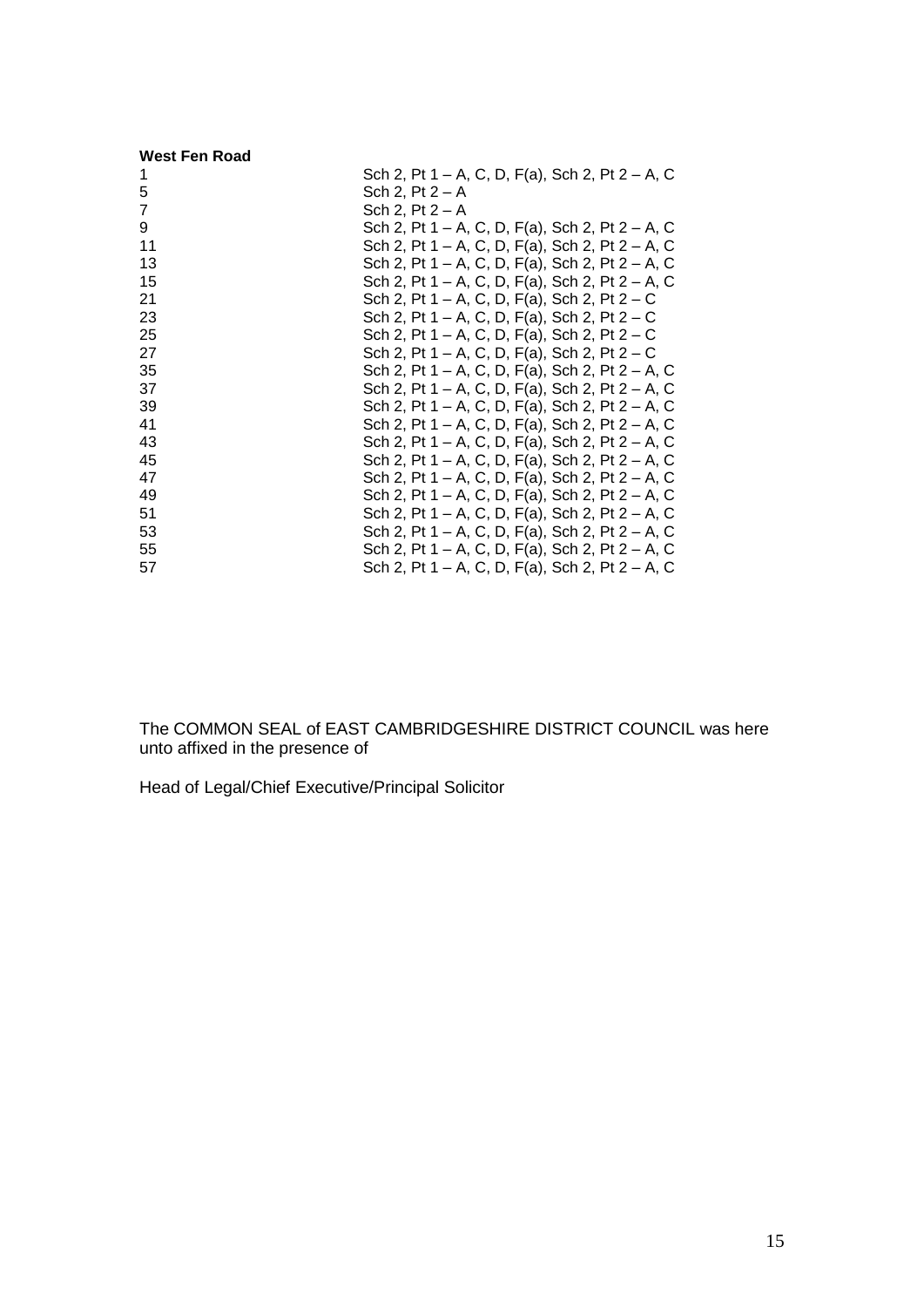**West Fen Road**

| | |
|---|---|
| 1 | Sch 2, Pt 1 – A, C, D, F(a), Sch 2, Pt 2 – A, C |
| 5 | Sch 2, Pt 2 – A |
| 7 | Sch 2, Pt 2 – A |
| 9 | Sch 2, Pt 1 – A, C, D, F(a), Sch 2, Pt 2 – A, C |
| 11 | Sch 2, Pt 1 – A, C, D, F(a), Sch 2, Pt 2 – A, C |
| 13 | Sch 2, Pt 1 – A, C, D, F(a), Sch 2, Pt 2 – A, C |
| 15 | Sch 2, Pt 1 – A, C, D, F(a), Sch 2, Pt 2 – A, C |
| 21 | Sch 2, Pt 1 – A, C, D, F(a), Sch 2, Pt 2 – C |
| 23 | Sch 2, Pt 1 – A, C, D, F(a), Sch 2, Pt 2 – C |
| 25 | Sch 2, Pt 1 – A, C, D, F(a), Sch 2, Pt 2 – C |
| 27 | Sch 2, Pt 1 – A, C, D, F(a), Sch 2, Pt 2 – C |
| 35 | Sch 2, Pt 1 – A, C, D, F(a), Sch 2, Pt 2 – A, C |
| 37 | Sch 2, Pt 1 – A, C, D, F(a), Sch 2, Pt 2 – A, C |
| 39 | Sch 2, Pt 1 – A, C, D, F(a), Sch 2, Pt 2 – A, C |
| 41 | Sch 2, Pt 1 – A, C, D, F(a), Sch 2, Pt 2 – A, C |
| 43 | Sch 2, Pt 1 – A, C, D, F(a), Sch 2, Pt 2 – A, C |
| 45 | Sch 2, Pt 1 – A, C, D, F(a), Sch 2, Pt 2 – A, C |
| 47 | Sch 2, Pt 1 – A, C, D, F(a), Sch 2, Pt 2 – A, C |
| 49 | Sch 2, Pt 1 – A, C, D, F(a), Sch 2, Pt 2 – A, C |
| 51 | Sch 2, Pt 1 – A, C, D, F(a), Sch 2, Pt 2 – A, C |
| 53 | Sch 2, Pt 1 – A, C, D, F(a), Sch 2, Pt 2 – A, C |
| 55 | Sch 2, Pt 1 – A, C, D, F(a), Sch 2, Pt 2 – A, C |
| 57 | Sch 2, Pt 1 – A, C, D, F(a), Sch 2, Pt 2 – A, C |

The COMMON SEAL of EAST CAMBRIDGESHIRE DISTRICT COUNCIL was here unto affixed in the presence of

Head of Legal/Chief Executive/Principal Solicitor